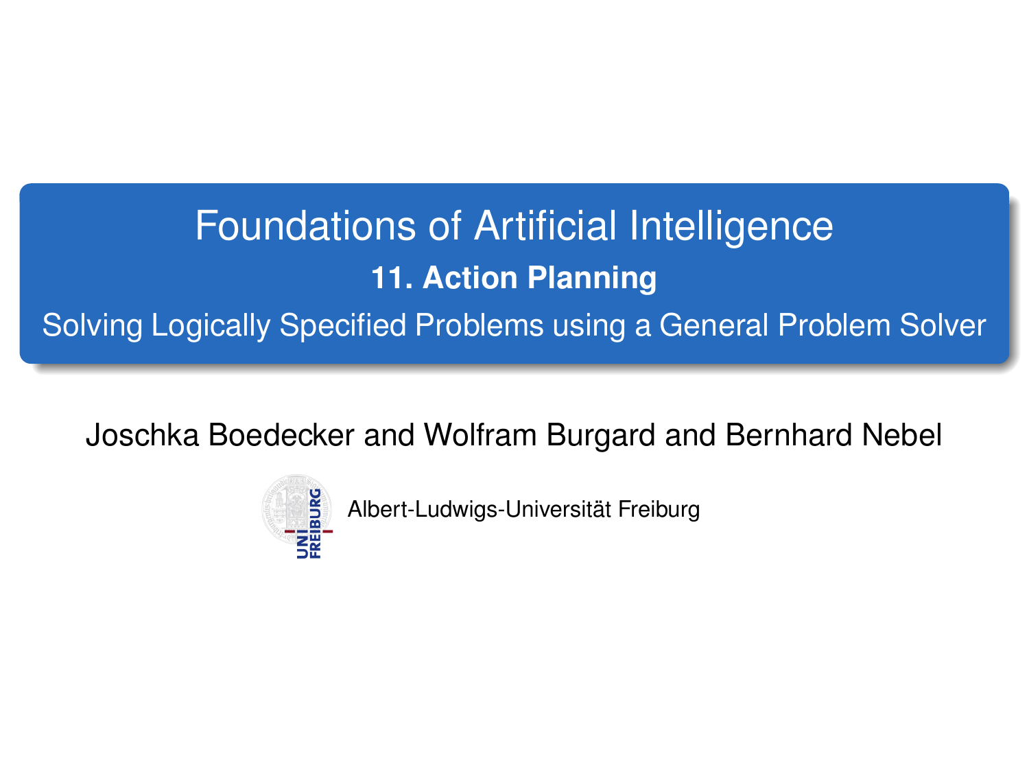# Foundations of Artificial Intelligence

## 11. Action Planning

Solving Logically Specified Problems using a General Problem Solver

Joschka Boedecker and Wolfram Burgard and Bernhard Nebel

Albert-Ludwigs-Universität Freiburg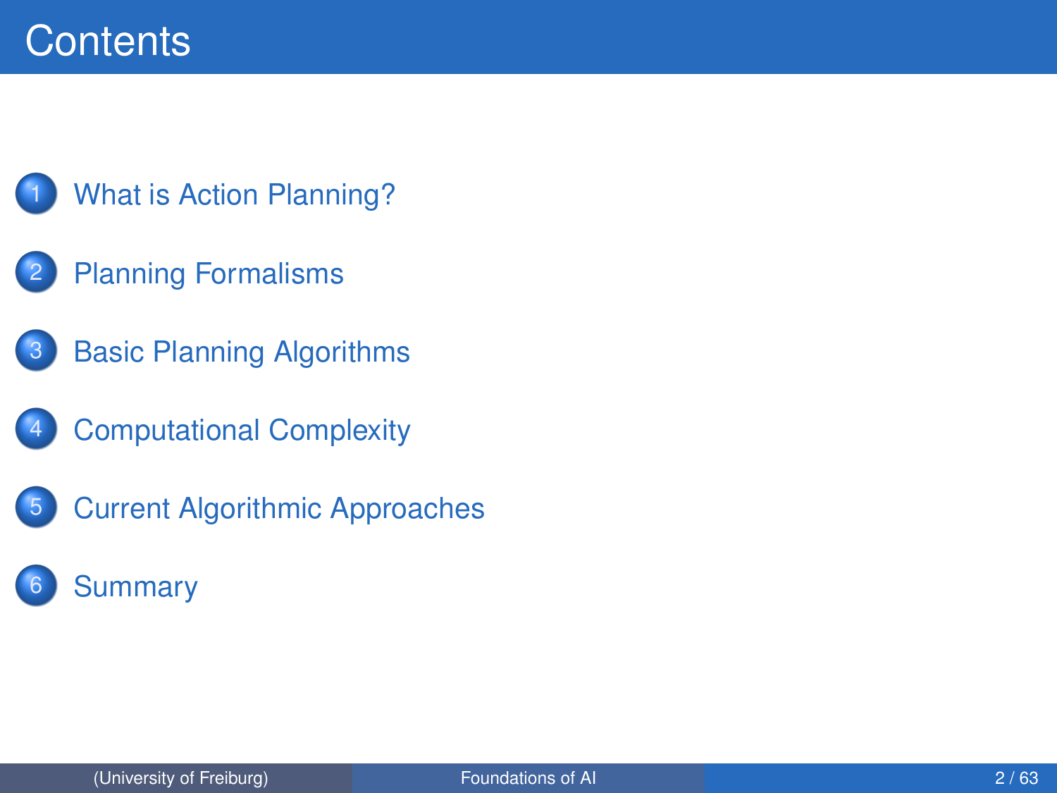# Contents

1. What is Action Planning?
2. Planning Formalisms
3. Basic Planning Algorithms
4. Computational Complexity
5. Current Algorithmic Approaches
6. Summary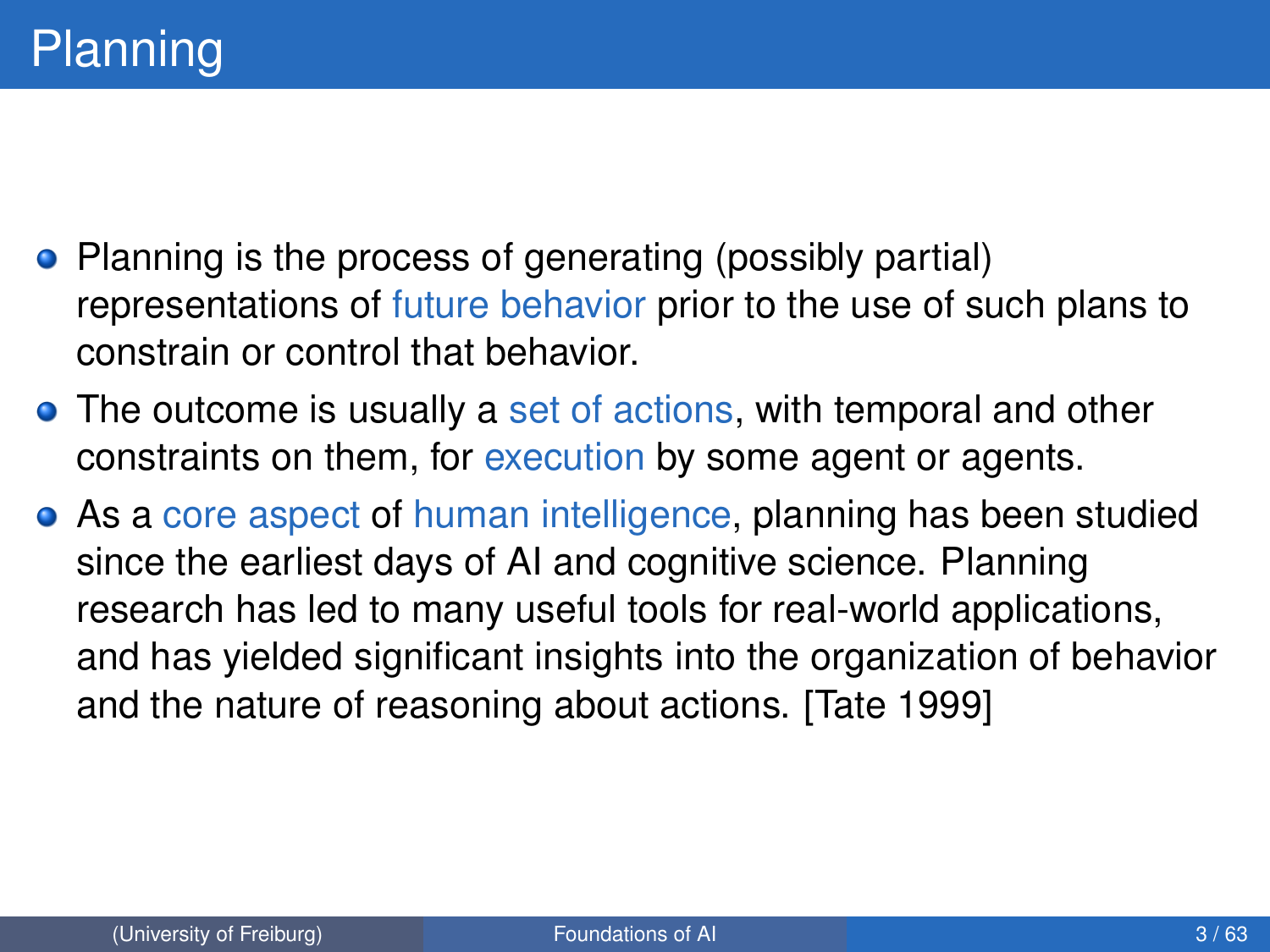# Planning

- Planning is the process of generating (possibly partial) representations of future behavior prior to the use of such plans to constrain or control that behavior.
- The outcome is usually a set of actions, with temporal and other constraints on them, for execution by some agent or agents.
- As a core aspect of human intelligence, planning has been studied since the earliest days of AI and cognitive science. Planning research has led to many useful tools for real-world applications, and has yielded significant insights into the organization of behavior and the nature of reasoning about actions. [Tate 1999]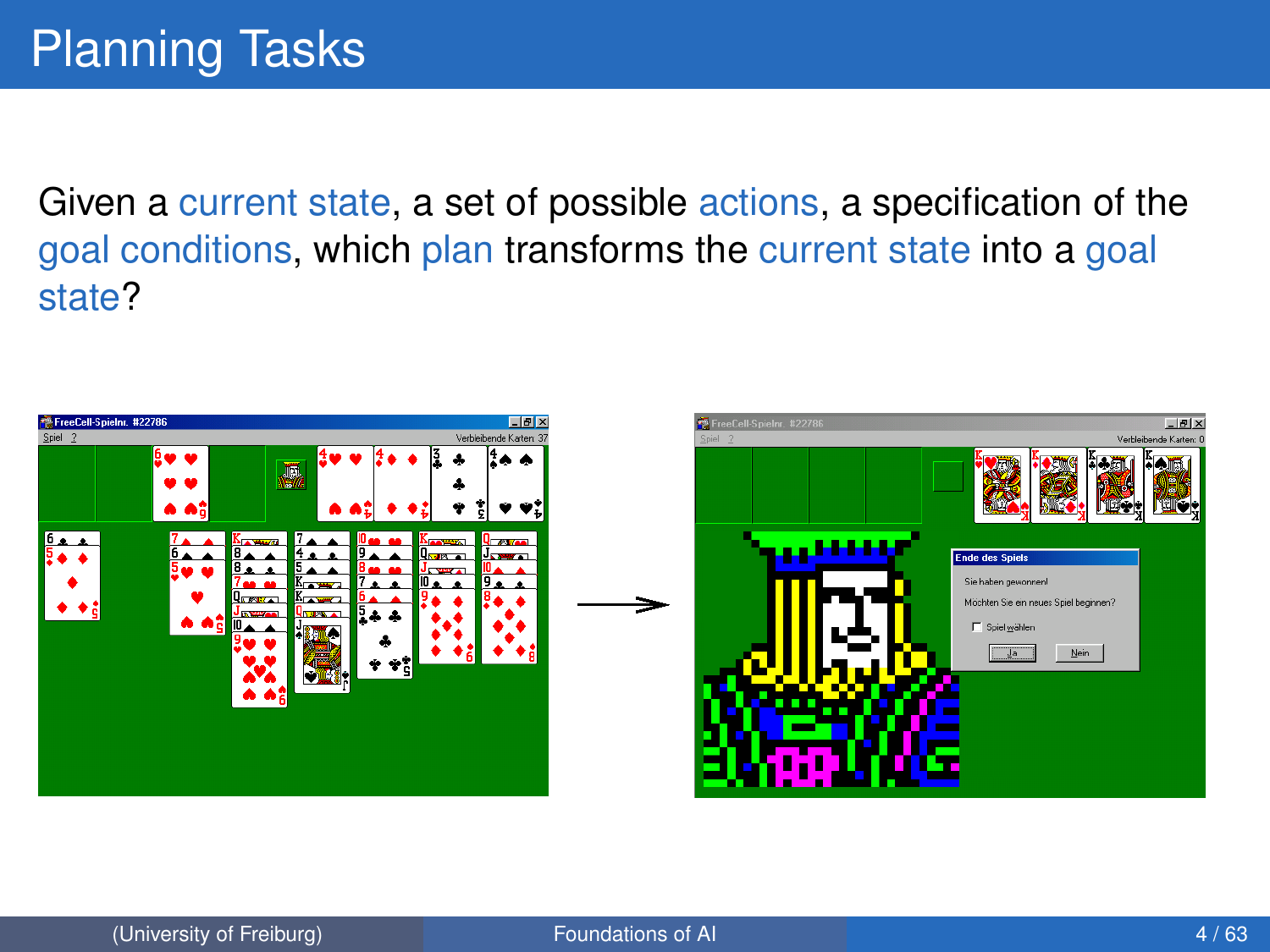# Planning Tasks

Given a current state, a set of possible actions, a specification of the goal conditions, which plan transforms the current state into a goal state?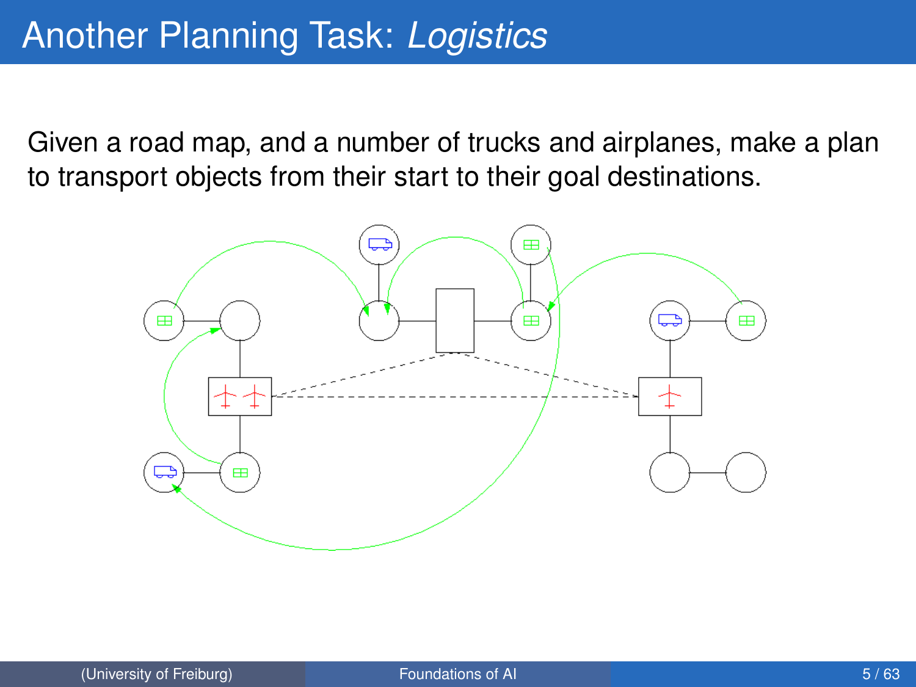# Another Planning Task: *Logistics*

Given a road map, and a number of trucks and airplanes, make a plan to transport objects from their start to their goal destinations.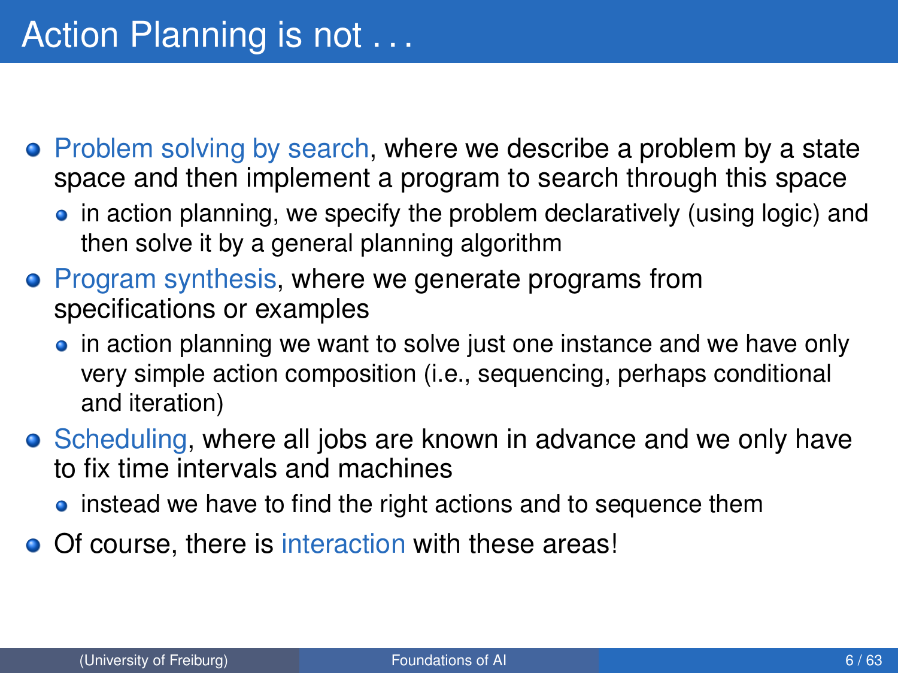# Action Planning is not . . .

- Problem solving by search, where we describe a problem by a state space and then implement a program to search through this space
  - in action planning, we specify the problem declaratively (using logic) and then solve it by a general planning algorithm
- Program synthesis, where we generate programs from specifications or examples
  - in action planning we want to solve just one instance and we have only very simple action composition (i.e., sequencing, perhaps conditional and iteration)
- Scheduling, where all jobs are known in advance and we only have to fix time intervals and machines
  - instead we have to find the right actions and to sequence them
- Of course, there is interaction with these areas!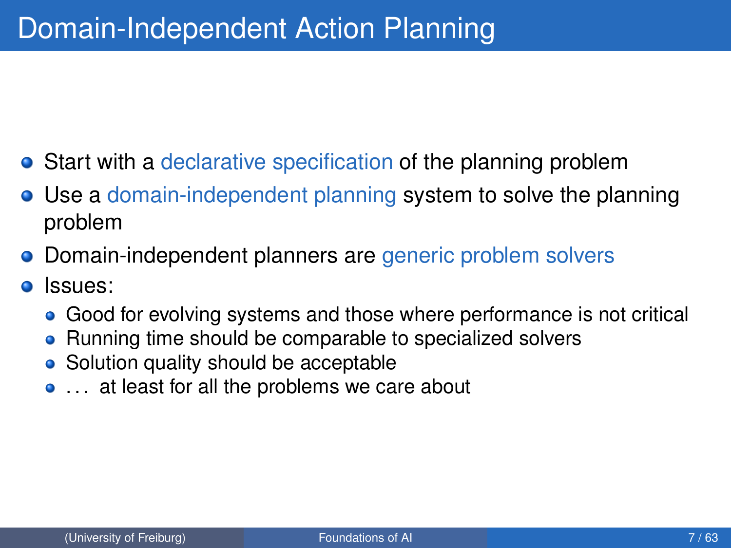# Domain-Independent Action Planning

- Start with a declarative specification of the planning problem
- Use a domain-independent planning system to solve the planning problem
- Domain-independent planners are generic problem solvers
- Issues:
  - Good for evolving systems and those where performance is not critical
  - Running time should be comparable to specialized solvers
  - Solution quality should be acceptable
  - . . . at least for all the problems we care about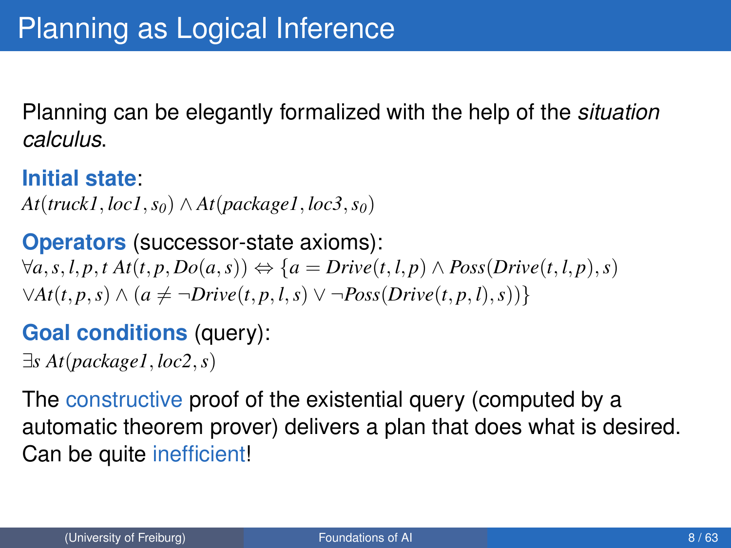# Planning as Logical Inference

Planning can be elegantly formalized with the help of the *situation calculus*.

**Initial state**:
$At(truck1, loc1, s_0) \wedge At(package1, loc3, s_0)$

**Operators** (successor-state axioms):
$\forall a, s, l, p, t \; At(t, p, Do(a, s)) \Leftrightarrow \{a = Drive(t, l, p) \wedge Poss(Drive(t, l, p), s)$
$\vee At(t, p, s) \wedge (a \neq \neg Drive(t, p, l, s) \vee \neg Poss(Drive(t, p, l), s))\}$

**Goal conditions** (query):
$\exists s \; At(package1, loc2, s)$

The constructive proof of the existential query (computed by a automatic theorem prover) delivers a plan that does what is desired. Can be quite inefficient!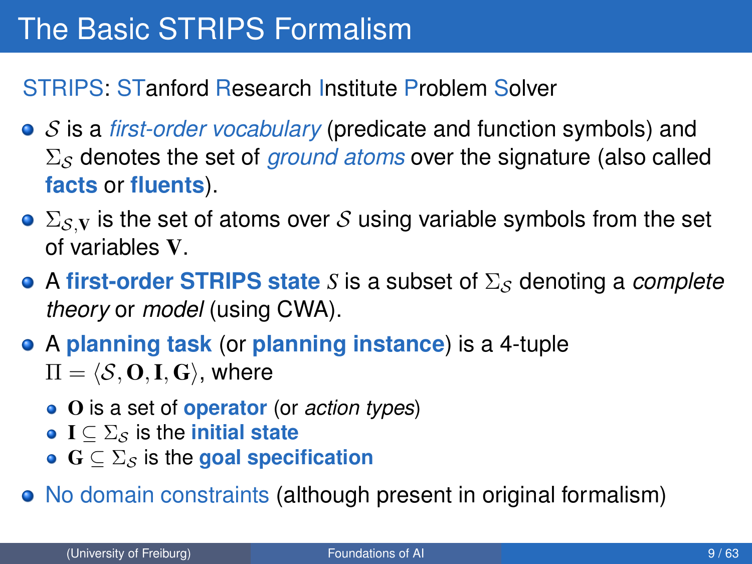# The Basic STRIPS Formalism

STRIPS: STanford Research Institute Problem Solver

- $\mathcal{S}$ is a *first-order vocabulary* (predicate and function symbols) and $\Sigma_{\mathcal{S}}$ denotes the set of *ground atoms* over the signature (also called **facts** or **fluents**).
- $\Sigma_{\mathcal{S},\mathbf{V}}$ is the set of atoms over $\mathcal{S}$ using variable symbols from the set of variables $\mathbf{V}$.
- A **first-order STRIPS state** $S$ is a subset of $\Sigma_{\mathcal{S}}$ denoting a *complete theory* or *model* (using CWA).
- A **planning task** (or **planning instance**) is a 4-tuple $\Pi = \langle \mathcal{S}, \mathbf{O}, \mathbf{I}, \mathbf{G} \rangle$, where
  - $\mathbf{O}$ is a set of **operator** (or *action types*)
  - $\mathbf{I} \subseteq \Sigma_{\mathcal{S}}$ is the **initial state**
  - $\mathbf{G} \subseteq \Sigma_{\mathcal{S}}$ is the **goal specification**
- No domain constraints (although present in original formalism)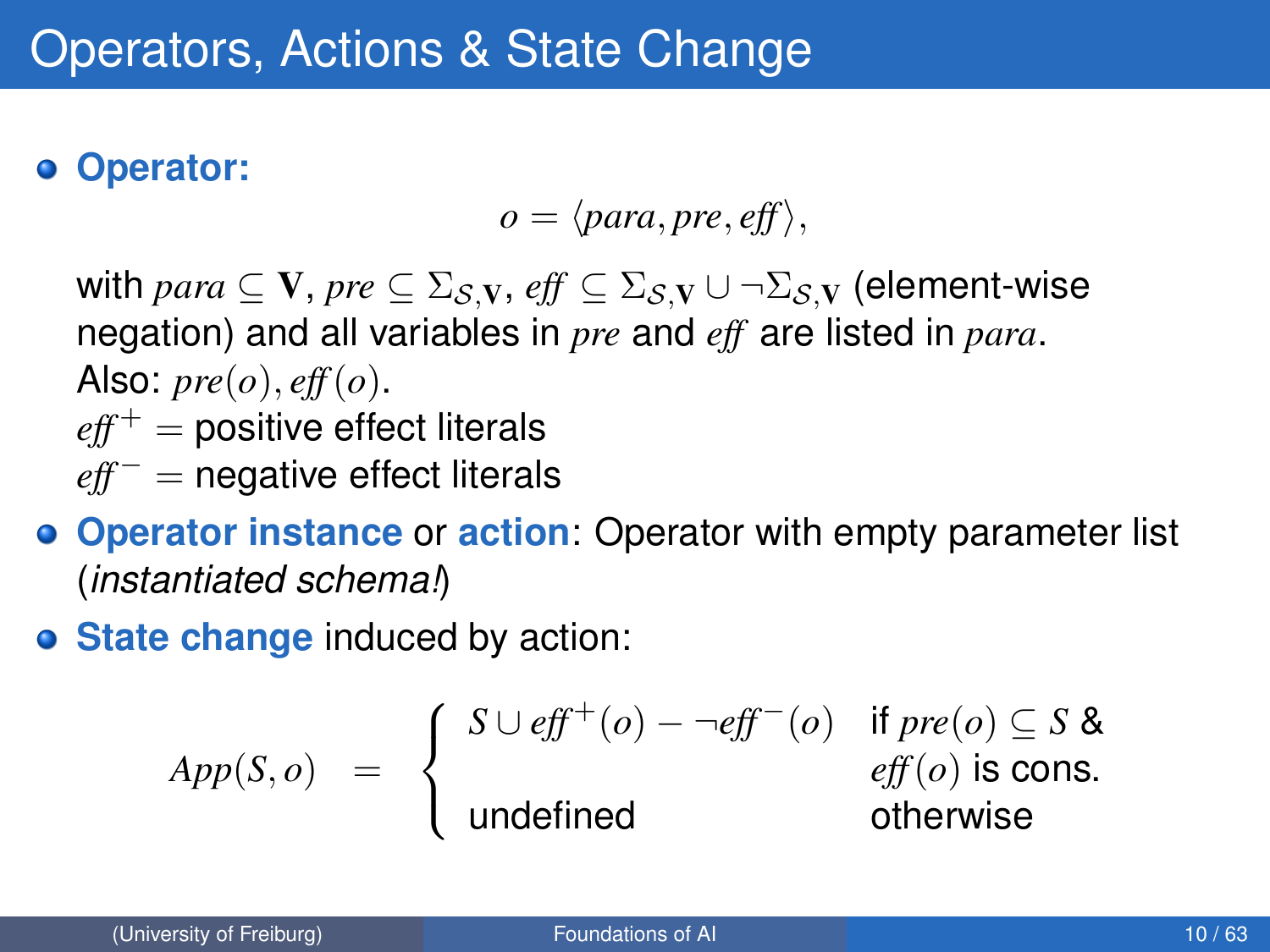# Operators, Actions & State Change

- **Operator:**

$$o = \langle para, pre, eff \rangle,$$

  with $para \subseteq \mathbf{V}$, $pre \subseteq \Sigma_{\mathcal{S},\mathbf{V}}$, $eff \subseteq \Sigma_{\mathcal{S},\mathbf{V}} \cup \neg\Sigma_{\mathcal{S},\mathbf{V}}$ (element-wise negation) and all variables in $pre$ and $eff$ are listed in $para$.
  Also: $pre(o), eff(o)$.
  $eff^+ =$ positive effect literals
  $eff^- =$ negative effect literals

- **Operator instance** or **action**: Operator with empty parameter list (*instantiated schema!*)

- **State change** induced by action:

$$App(S, o) = \begin{cases} S \cup eff^+(o) - \neg eff^-(o) & \text{if } pre(o) \subseteq S \text{ \& } eff(o) \text{ is cons.} \\ \text{undefined} & \text{otherwise} \end{cases}$$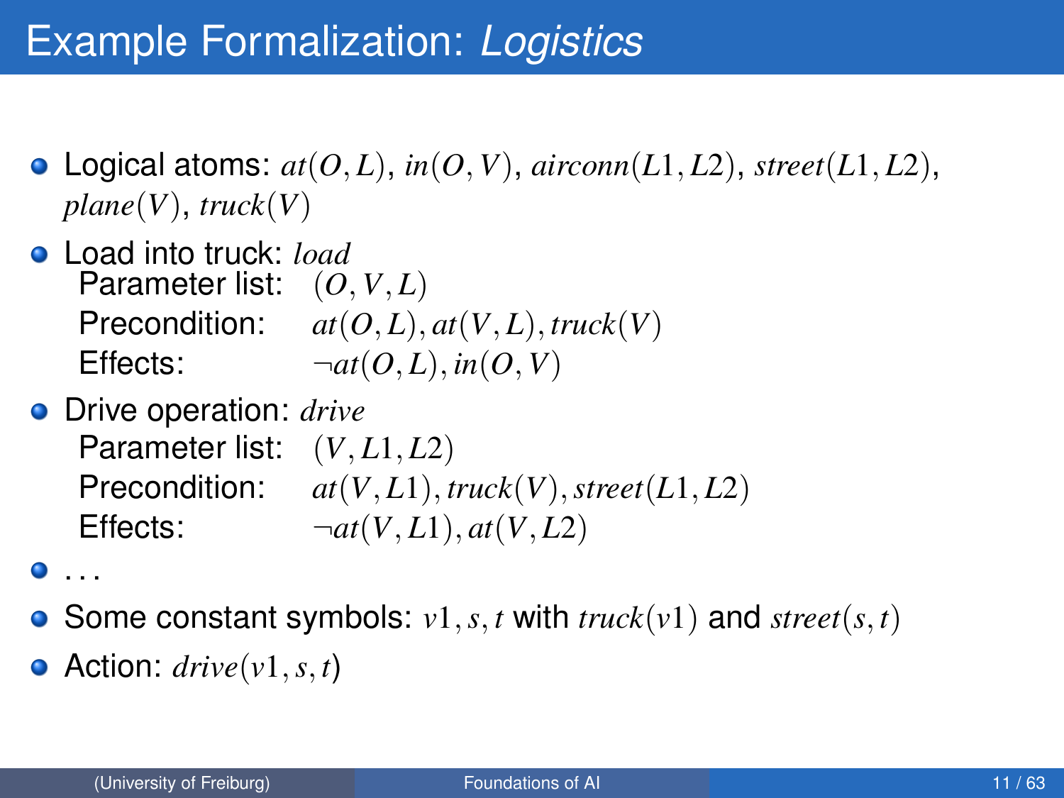# Example Formalization: *Logistics*

- Logical atoms: $at(O,L)$, $in(O,V)$, $airconn(L1,L2)$, $street(L1,L2)$, $plane(V)$, $truck(V)$
- Load into truck: *load*
  - Parameter list: $(O,V,L)$
  - Precondition: $at(O,L), at(V,L), truck(V)$
  - Effects: $\neg at(O,L), in(O,V)$
- Drive operation: *drive*
  - Parameter list: $(V,L1,L2)$
  - Precondition: $at(V,L1), truck(V), street(L1,L2)$
  - Effects: $\neg at(V,L1), at(V,L2)$
- ...
- Some constant symbols: $v1, s, t$ with $truck(v1)$ and $street(s,t)$
- Action: $drive(v1,s,t)$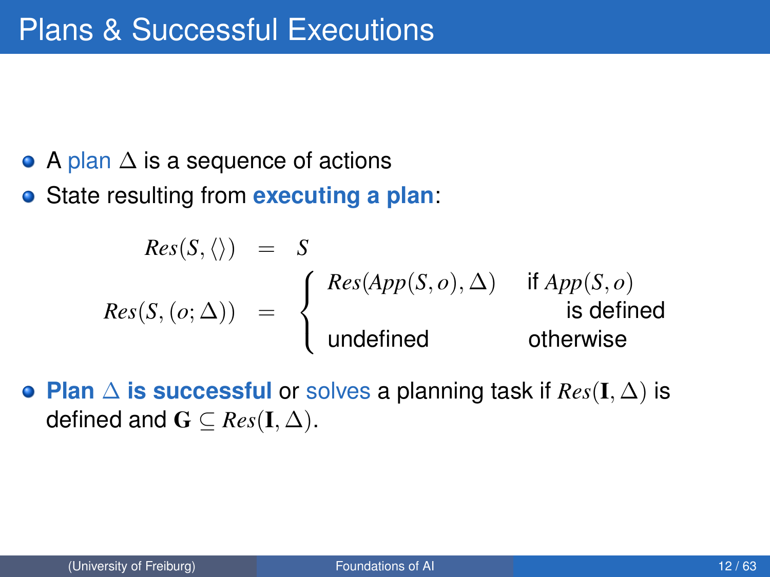# Plans & Successful Executions

- A plan $\Delta$ is a sequence of actions
- State resulting from **executing a plan**:

$$
\begin{aligned}
Res(S, \langle\rangle) &= S \\
Res(S, (o; \Delta)) &= \begin{cases} Res(App(S, o), \Delta) & \text{if } App(S, o) \text{ is defined} \\ \text{undefined} & \text{otherwise} \end{cases}
\end{aligned}
$$

- **Plan $\Delta$ is successful** or solves a planning task if $Res(\mathbf{I}, \Delta)$ is defined and $\mathbf{G} \subseteq Res(\mathbf{I}, \Delta)$.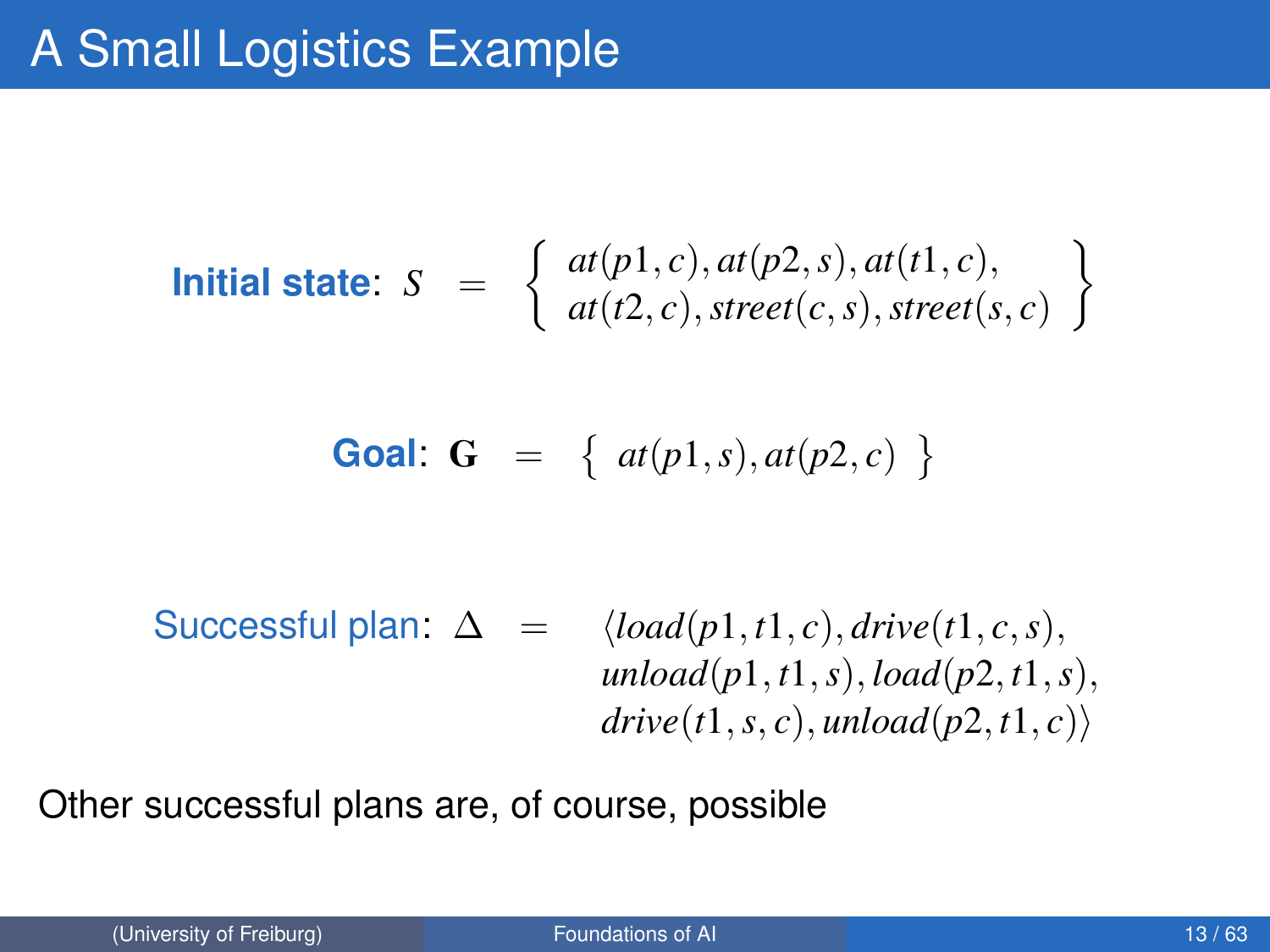# A Small Logistics Example

**Initial state**: $S = \left\{ \begin{array}{l} at(p1, c), at(p2, s), at(t1, c), \\ at(t2, c), street(c, s), street(s, c) \end{array} \right\}$

**Goal**: $\mathbf{G} = \{\ at(p1, s), at(p2, c)\ \}$

Successful plan: $\Delta = \langle load(p1, t1, c), drive(t1, c, s), unload(p1, t1, s), load(p2, t1, s), drive(t1, s, c), unload(p2, t1, c)\rangle$

Other successful plans are, of course, possible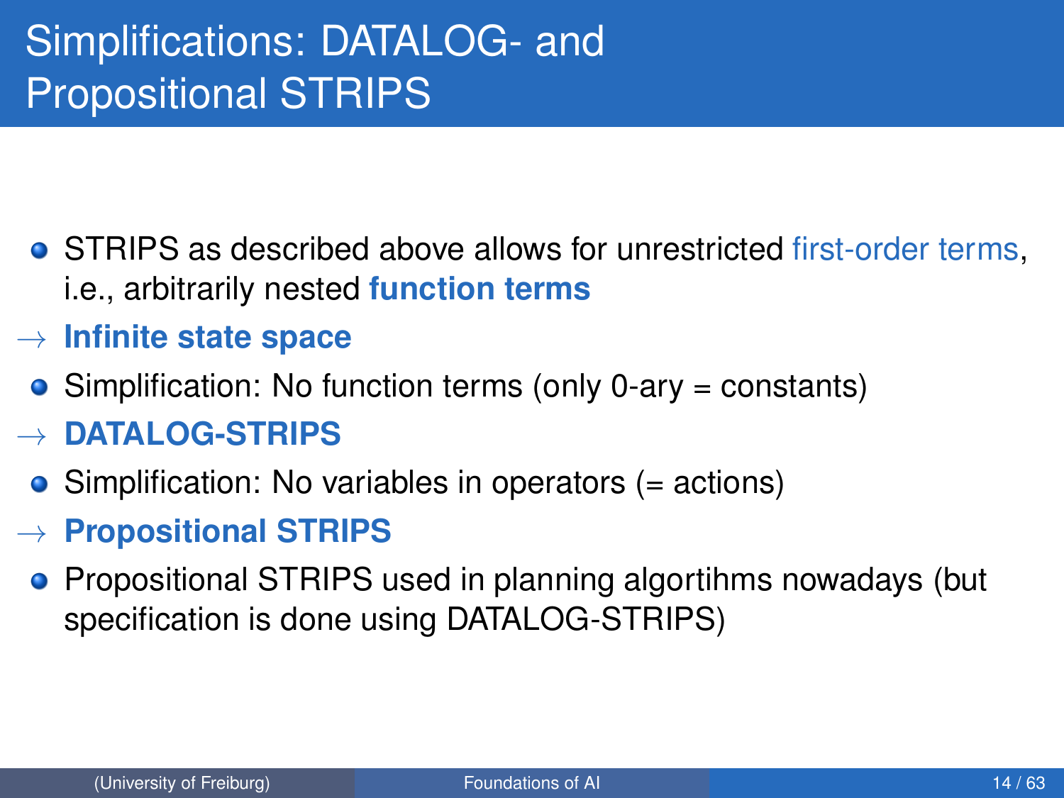# Simplifications: DATALOG- and Propositional STRIPS

- STRIPS as described above allows for unrestricted first-order terms, i.e., arbitrarily nested **function terms**

$\rightarrow$ **Infinite state space**

- Simplification: No function terms (only 0-ary = constants)

$\rightarrow$ **DATALOG-STRIPS**

- Simplification: No variables in operators (= actions)

$\rightarrow$ **Propositional STRIPS**

- Propositional STRIPS used in planning algortihms nowadays (but specification is done using DATALOG-STRIPS)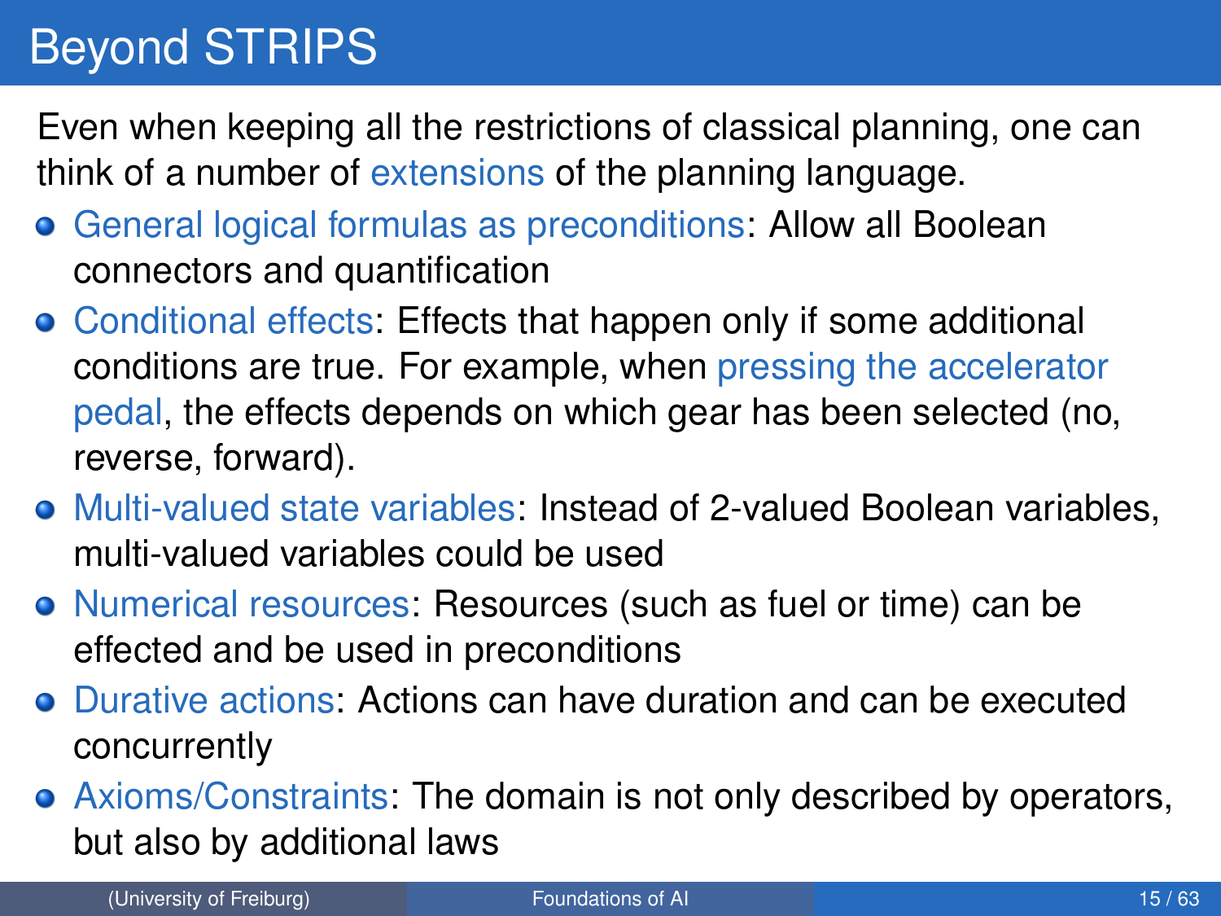# Beyond STRIPS

Even when keeping all the restrictions of classical planning, one can think of a number of extensions of the planning language.

- General logical formulas as preconditions: Allow all Boolean connectors and quantification
- Conditional effects: Effects that happen only if some additional conditions are true. For example, when pressing the accelerator pedal, the effects depends on which gear has been selected (no, reverse, forward).
- Multi-valued state variables: Instead of 2-valued Boolean variables, multi-valued variables could be used
- Numerical resources: Resources (such as fuel or time) can be effected and be used in preconditions
- Durative actions: Actions can have duration and can be executed concurrently
- Axioms/Constraints: The domain is not only described by operators, but also by additional laws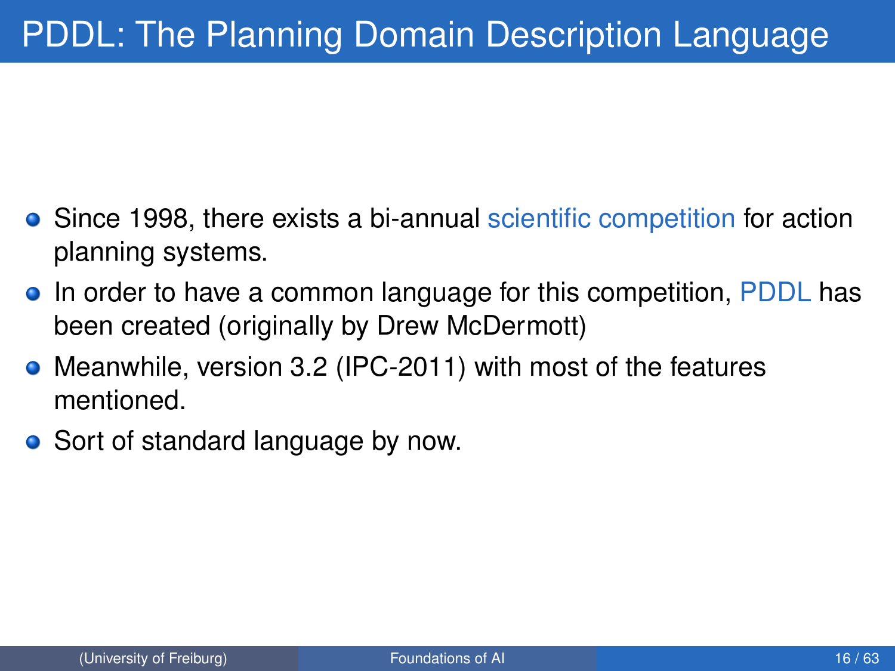# PDDL: The Planning Domain Description Language

- Since 1998, there exists a bi-annual scientific competition for action planning systems.
- In order to have a common language for this competition, PDDL has been created (originally by Drew McDermott)
- Meanwhile, version 3.2 (IPC-2011) with most of the features mentioned.
- Sort of standard language by now.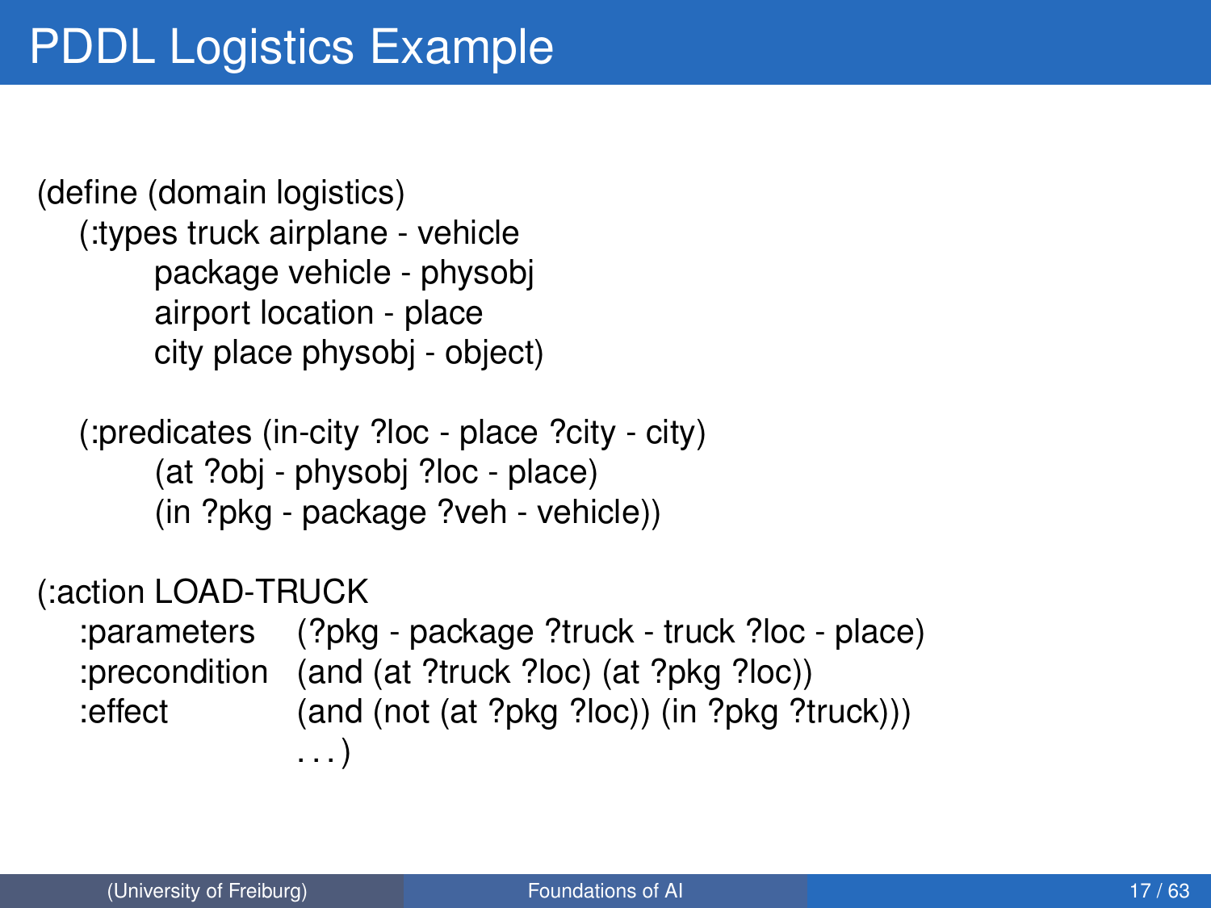# PDDL Logistics Example

```
(define (domain logistics)
   (:types truck airplane - vehicle
         package vehicle - physobj
         airport location - place
         city place physobj - object)

   (:predicates (in-city ?loc - place ?city - city)
         (at ?obj - physobj ?loc - place)
         (in ?pkg - package ?veh - vehicle))

(:action LOAD-TRUCK
   :parameters    (?pkg - package ?truck - truck ?loc - place)
   :precondition  (and (at ?truck ?loc) (at ?pkg ?loc))
   :effect        (and (not (at ?pkg ?loc)) (in ?pkg ?truck)))
                  ...)
```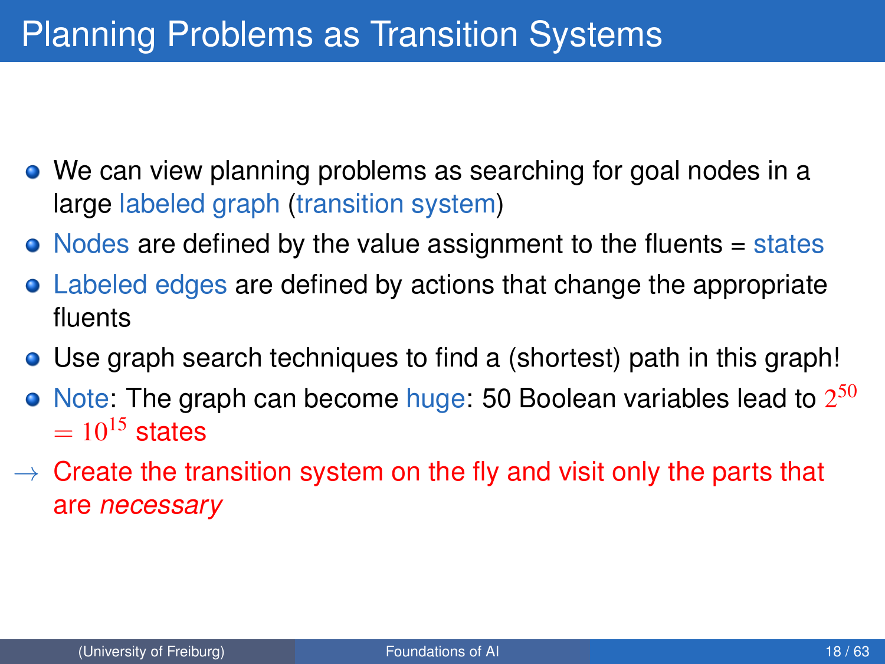# Planning Problems as Transition Systems

- We can view planning problems as searching for goal nodes in a large labeled graph (transition system)
- Nodes are defined by the value assignment to the fluents = states
- Labeled edges are defined by actions that change the appropriate fluents
- Use graph search techniques to find a (shortest) path in this graph!
- Note: The graph can become huge: 50 Boolean variables lead to $2^{50} = 10^{15}$ states

→ Create the transition system on the fly and visit only the parts that are *necessary*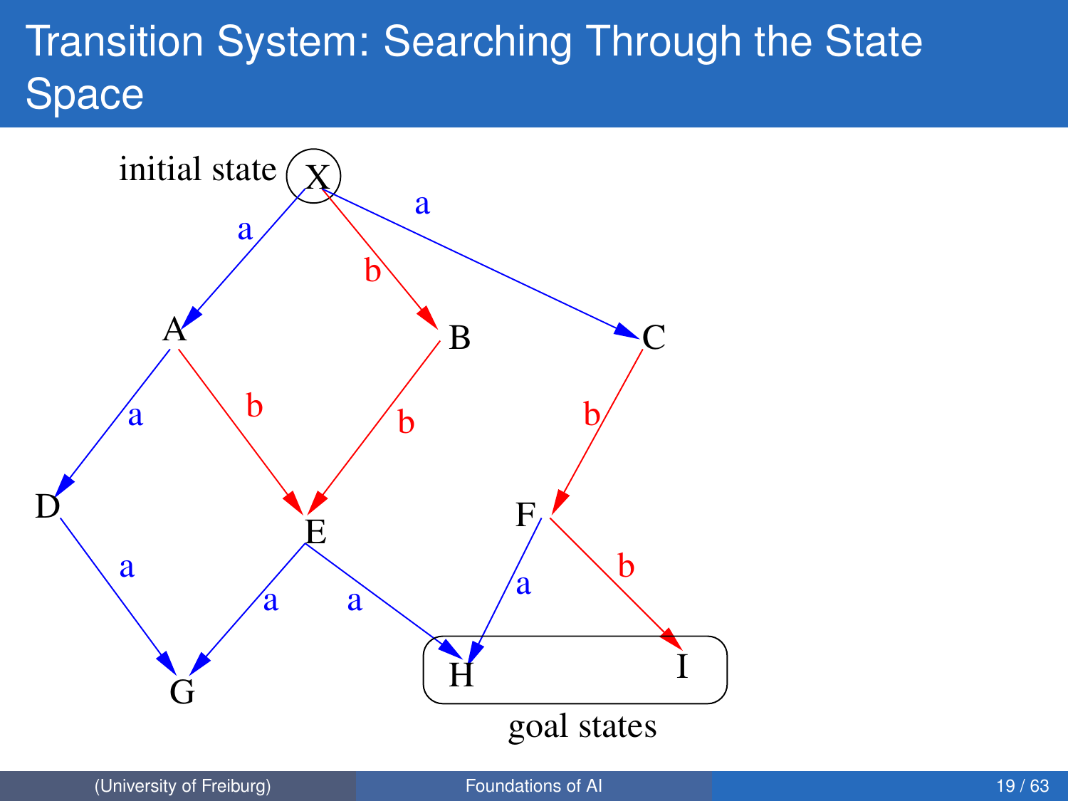# Transition System: Searching Through the State Space

initial state X

X --a--> A
X --b--> B
X --a--> C
A --a--> D
A --b--> E
B --b--> E
C --b--> F
D --a--> G
E --a--> G
E --a--> H
F --a--> H
F --b--> I

goal states: H, I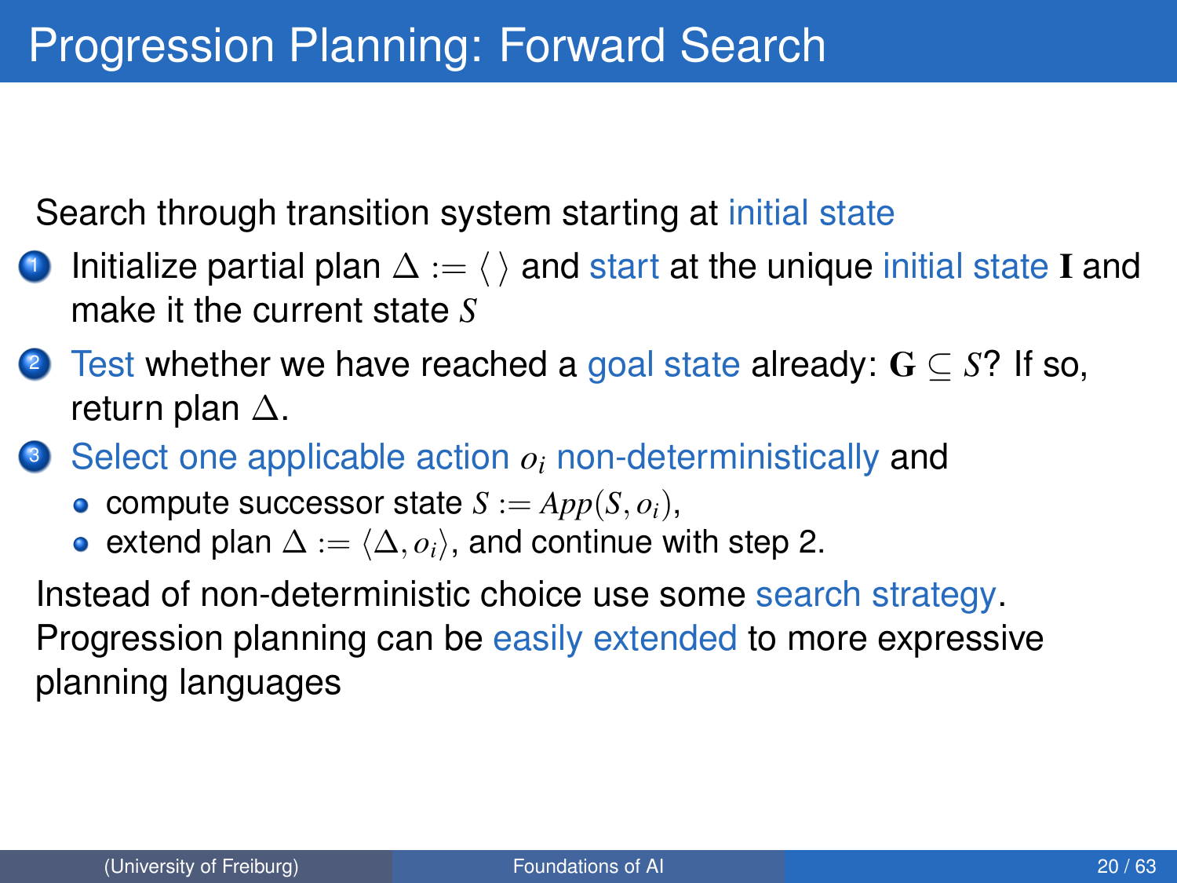# Progression Planning: Forward Search

Search through transition system starting at initial state

1. Initialize partial plan $\Delta := \langle \, \rangle$ and start at the unique initial state $\mathbf{I}$ and make it the current state $S$
2. Test whether we have reached a goal state already: $\mathbf{G} \subseteq S$? If so, return plan $\Delta$.
3. Select one applicable action $o_i$ non-deterministically and
   - compute successor state $S := App(S, o_i)$,
   - extend plan $\Delta := \langle \Delta, o_i \rangle$, and continue with step 2.

Instead of non-deterministic choice use some search strategy.
Progression planning can be easily extended to more expressive planning languages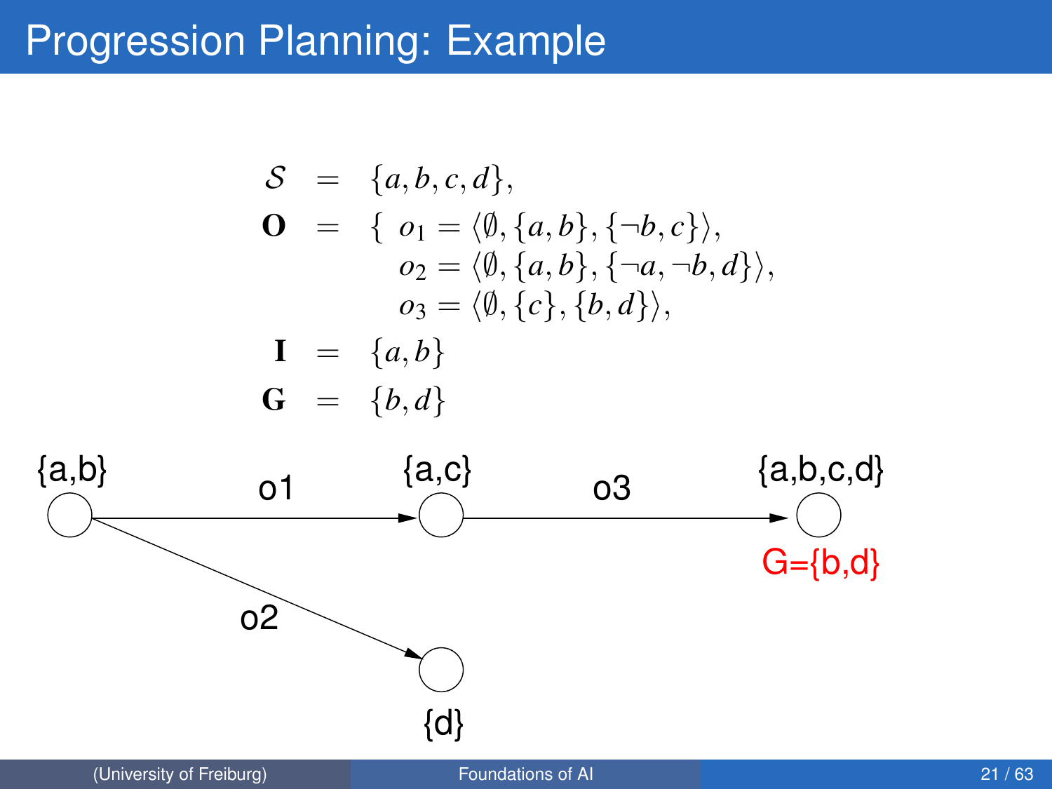# Progression Planning: Example

$$
\begin{aligned}
\mathcal{S} &= \{a, b, c, d\}, \\
\mathbf{O} &= \{\ o_1 = \langle \emptyset, \{a, b\}, \{\neg b, c\} \rangle, \\
&\qquad o_2 = \langle \emptyset, \{a, b\}, \{\neg a, \neg b, d\} \rangle, \\
&\qquad o_3 = \langle \emptyset, \{c\}, \{b, d\} \rangle, \\
\mathbf{I} &= \{a, b\} \\
\mathbf{G} &= \{b, d\}
\end{aligned}
$$

{a,b} —o1→ {a,c} —o3→ {a,b,c,d}

G={b,d}

{a,b} —o2→ {d}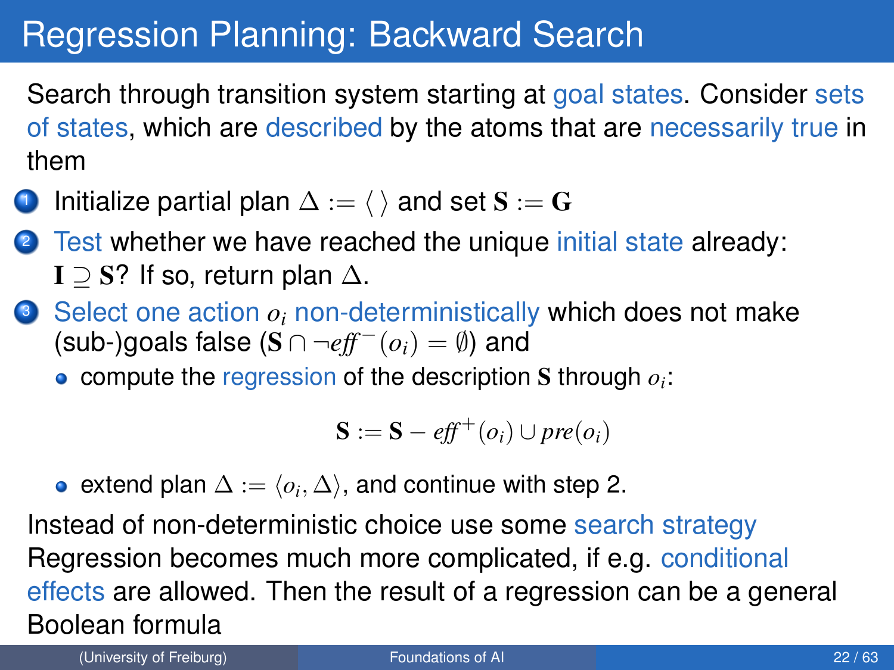# Regression Planning: Backward Search

Search through transition system starting at goal states. Consider sets of states, which are described by the atoms that are necessarily true in them

1. Initialize partial plan $\Delta := \langle\,\rangle$ and set $\mathbf{S} := \mathbf{G}$
2. Test whether we have reached the unique initial state already: $\mathbf{I} \supseteq \mathbf{S}$? If so, return plan $\Delta$.
3. Select one action $o_i$ non-deterministically which does not make (sub-)goals false ($\mathbf{S} \cap \neg \mathit{eff}^-(o_i) = \emptyset$) and
   - compute the regression of the description $\mathbf{S}$ through $o_i$:

     $$\mathbf{S} := \mathbf{S} - \mathit{eff}^+(o_i) \cup \mathit{pre}(o_i)$$

   - extend plan $\Delta := \langle o_i, \Delta \rangle$, and continue with step 2.

Instead of non-deterministic choice use some search strategy
Regression becomes much more complicated, if e.g. conditional effects are allowed. Then the result of a regression can be a general Boolean formula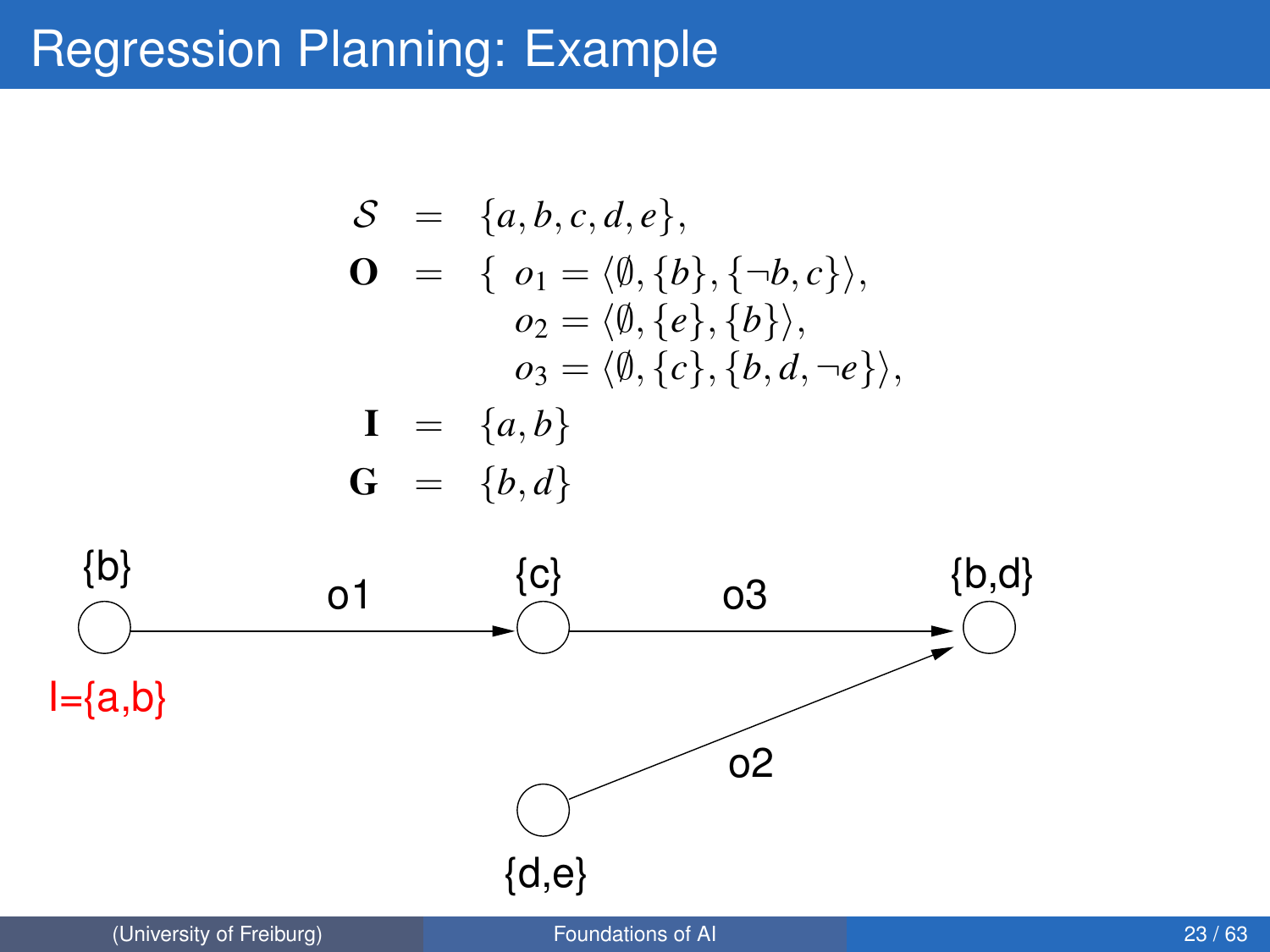# Regression Planning: Example

$$
\begin{aligned}
\mathcal{S} &= \{a, b, c, d, e\}, \\
\mathbf{O} &= \{\ o_1 = \langle \emptyset, \{b\}, \{\neg b, c\} \rangle, \\
&\qquad o_2 = \langle \emptyset, \{e\}, \{b\} \rangle, \\
&\qquad o_3 = \langle \emptyset, \{c\}, \{b, d, \neg e\} \rangle, \\
\mathbf{I} &= \{a, b\} \\
\mathbf{G} &= \{b, d\}
\end{aligned}
$$

{b} —o1→ {c} —o3→ {b,d}

{d,e} —o2→ {b,d}

I={a,b}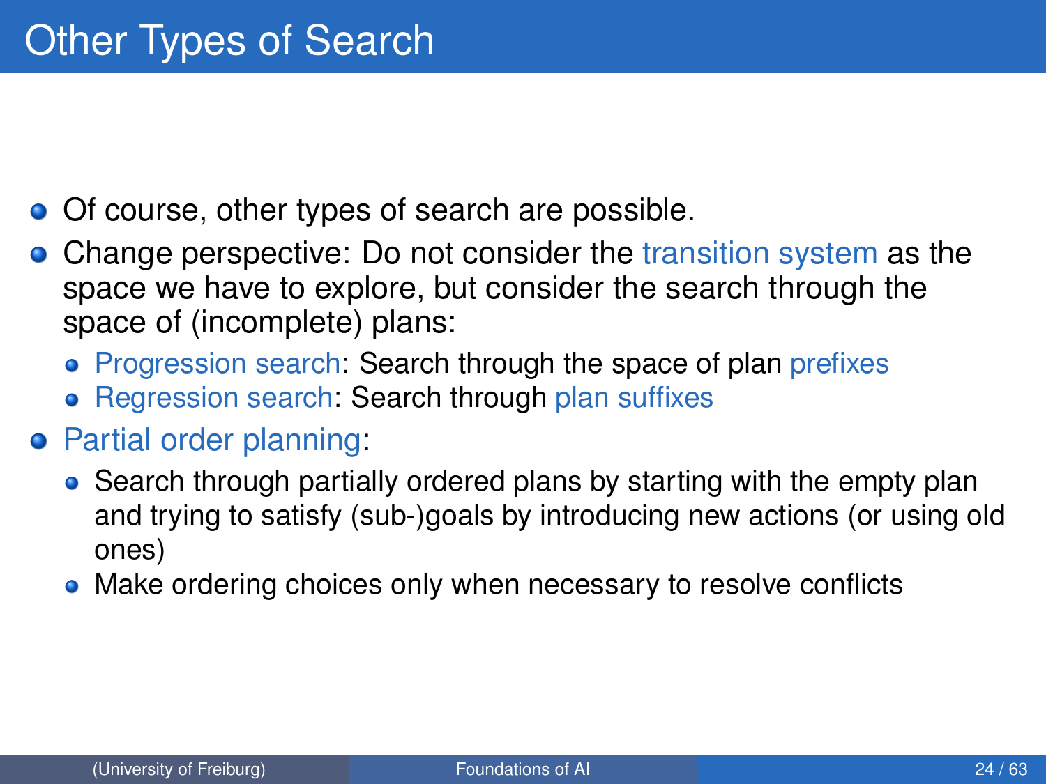# Other Types of Search

- Of course, other types of search are possible.
- Change perspective: Do not consider the transition system as the space we have to explore, but consider the search through the space of (incomplete) plans:
  - Progression search: Search through the space of plan prefixes
  - Regression search: Search through plan suffixes
- Partial order planning:
  - Search through partially ordered plans by starting with the empty plan and trying to satisfy (sub-)goals by introducing new actions (or using old ones)
  - Make ordering choices only when necessary to resolve conflicts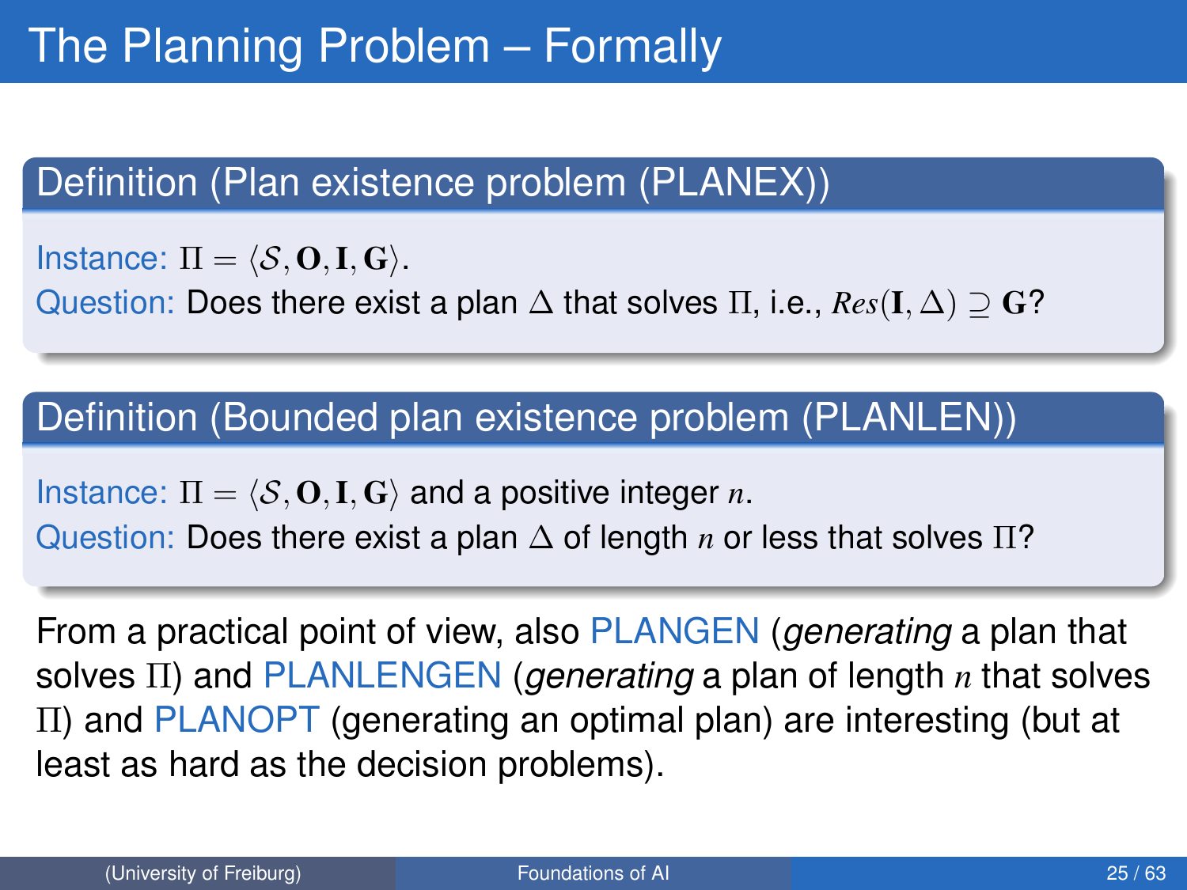# The Planning Problem – Formally

## Definition (Plan existence problem (PLANEX))

Instance: $\Pi = \langle \mathcal{S}, \mathbf{O}, \mathbf{I}, \mathbf{G} \rangle$.

Question: Does there exist a plan $\Delta$ that solves $\Pi$, i.e., $Res(\mathbf{I}, \Delta) \supseteq \mathbf{G}$?

## Definition (Bounded plan existence problem (PLANLEN))

Instance: $\Pi = \langle \mathcal{S}, \mathbf{O}, \mathbf{I}, \mathbf{G} \rangle$ and a positive integer $n$.

Question: Does there exist a plan $\Delta$ of length $n$ or less that solves $\Pi$?

From a practical point of view, also PLANGEN (*generating* a plan that solves $\Pi$) and PLANLENGEN (*generating* a plan of length $n$ that solves $\Pi$) and PLANOPT (generating an optimal plan) are interesting (but at least as hard as the decision problems).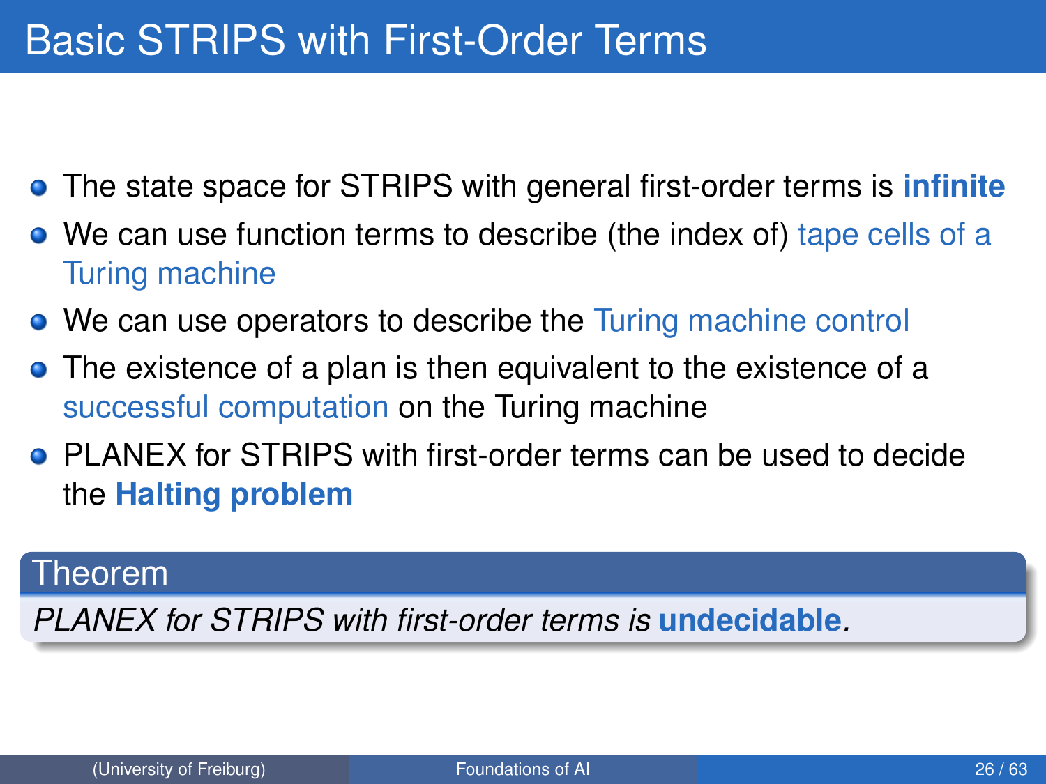# Basic STRIPS with First-Order Terms

- The state space for STRIPS with general first-order terms is **infinite**
- We can use function terms to describe (the index of) tape cells of a Turing machine
- We can use operators to describe the Turing machine control
- The existence of a plan is then equivalent to the existence of a successful computation on the Turing machine
- PLANEX for STRIPS with first-order terms can be used to decide the **Halting problem**

**Theorem**

*PLANEX for STRIPS with first-order terms is* ***undecidable****.*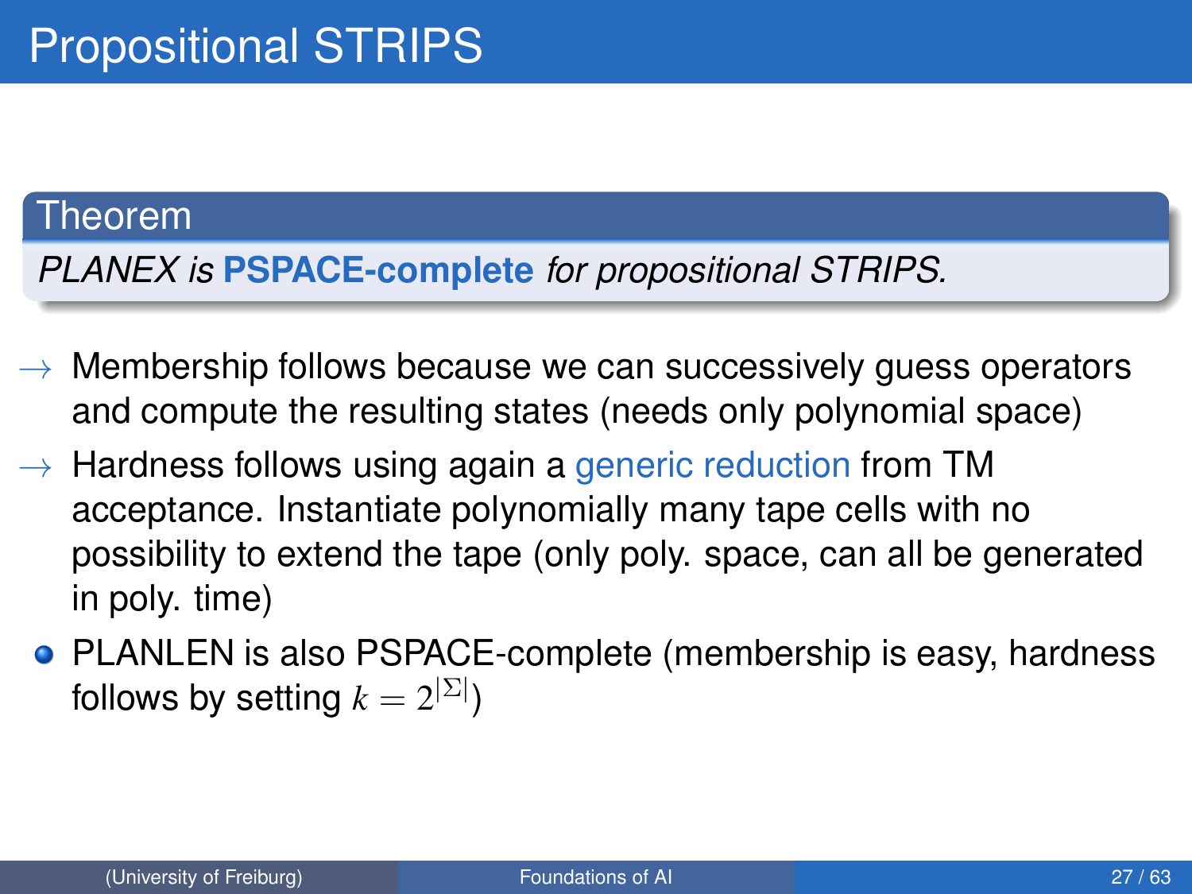# Propositional STRIPS

**Theorem**

*PLANEX is* **PSPACE-complete** *for propositional STRIPS.*

- → Membership follows because we can successively guess operators and compute the resulting states (needs only polynomial space)
- → Hardness follows using again a generic reduction from TM acceptance. Instantiate polynomially many tape cells with no possibility to extend the tape (only poly. space, can all be generated in poly. time)

- PLANLEN is also PSPACE-complete (membership is easy, hardness follows by setting $k = 2^{|\Sigma|}$)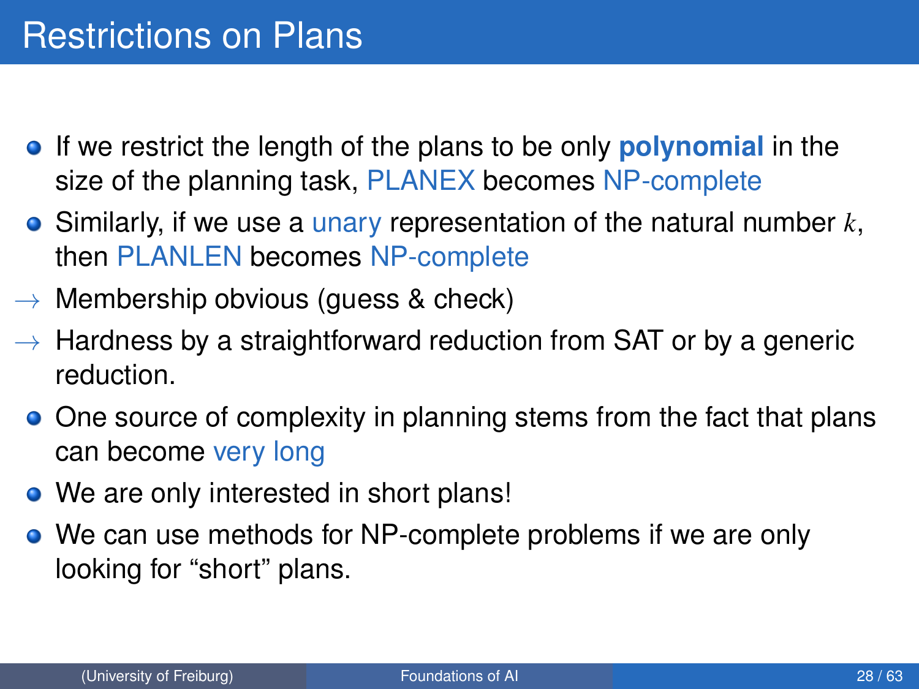# Restrictions on Plans

- If we restrict the length of the plans to be only **polynomial** in the size of the planning task, PLANEX becomes NP-complete
- Similarly, if we use a unary representation of the natural number $k$, then PLANLEN becomes NP-complete

→ Membership obvious (guess & check)

→ Hardness by a straightforward reduction from SAT or by a generic reduction.

- One source of complexity in planning stems from the fact that plans can become very long
- We are only interested in short plans!
- We can use methods for NP-complete problems if we are only looking for “short” plans.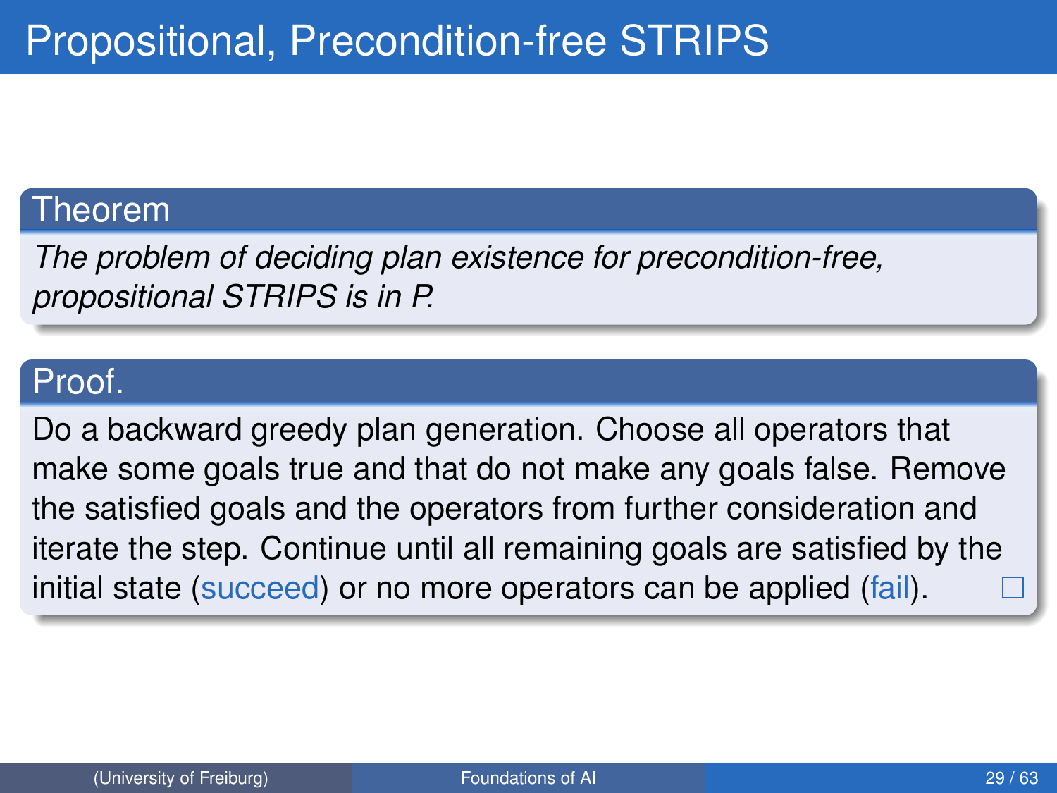# Propositional, Precondition-free STRIPS

**Theorem**

*The problem of deciding plan existence for precondition-free, propositional STRIPS is in P.*

**Proof.**

Do a backward greedy plan generation. Choose all operators that make some goals true and that do not make any goals false. Remove the satisfied goals and the operators from further consideration and iterate the step. Continue until all remaining goals are satisfied by the initial state (succeed) or no more operators can be applied (fail). □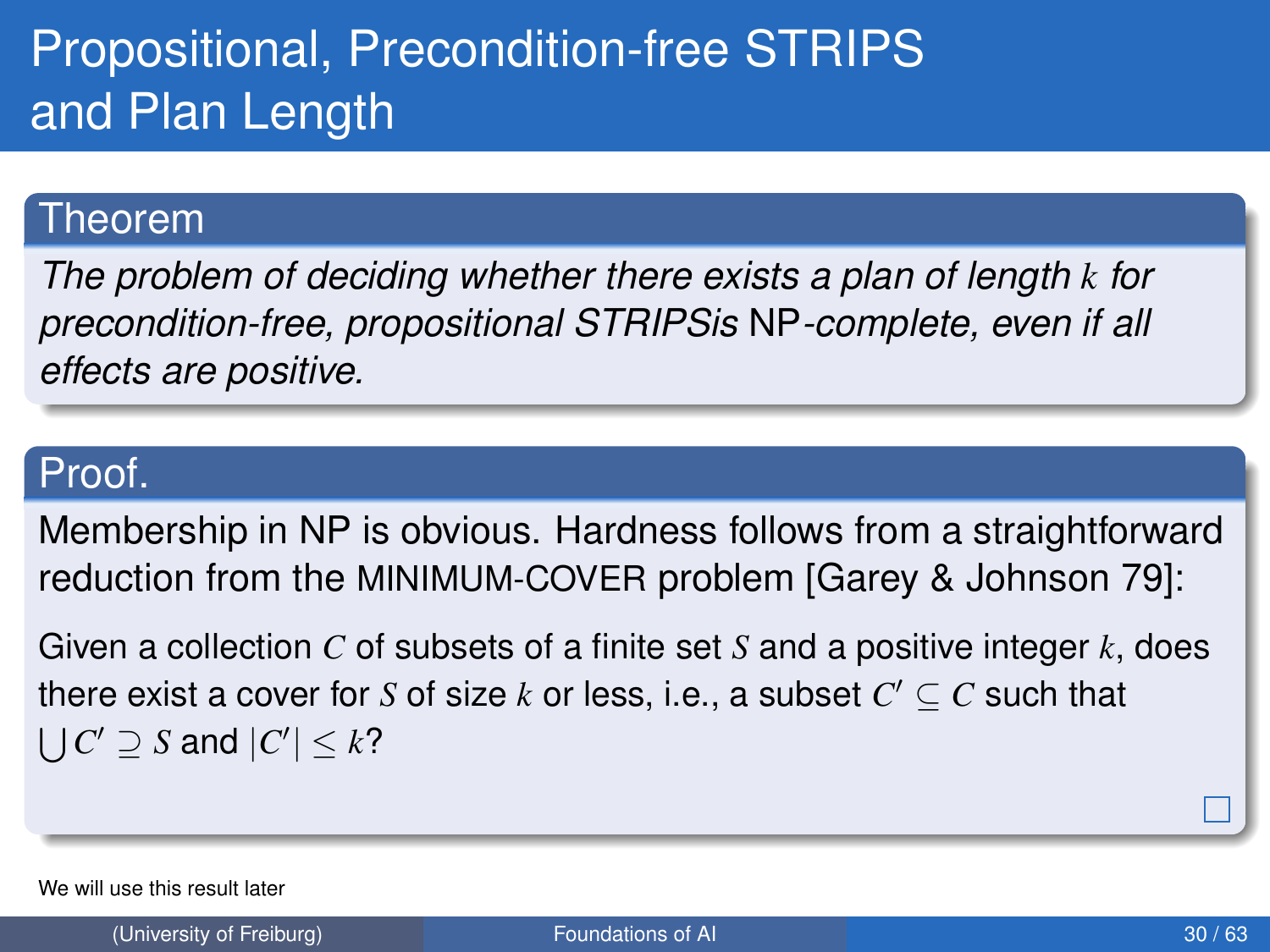# Propositional, Precondition-free STRIPS and Plan Length

**Theorem**

*The problem of deciding whether there exists a plan of length $k$ for precondition-free, propositional STRIPSis* NP*-complete, even if all effects are positive.*

**Proof.**

Membership in NP is obvious. Hardness follows from a straightforward reduction from the MINIMUM-COVER problem [Garey & Johnson 79]:

Given a collection $C$ of subsets of a finite set $S$ and a positive integer $k$, does there exist a cover for $S$ of size $k$ or less, i.e., a subset $C' \subseteq C$ such that $\bigcup C' \supseteq S$ and $|C'| \leq k$?

□

We will use this result later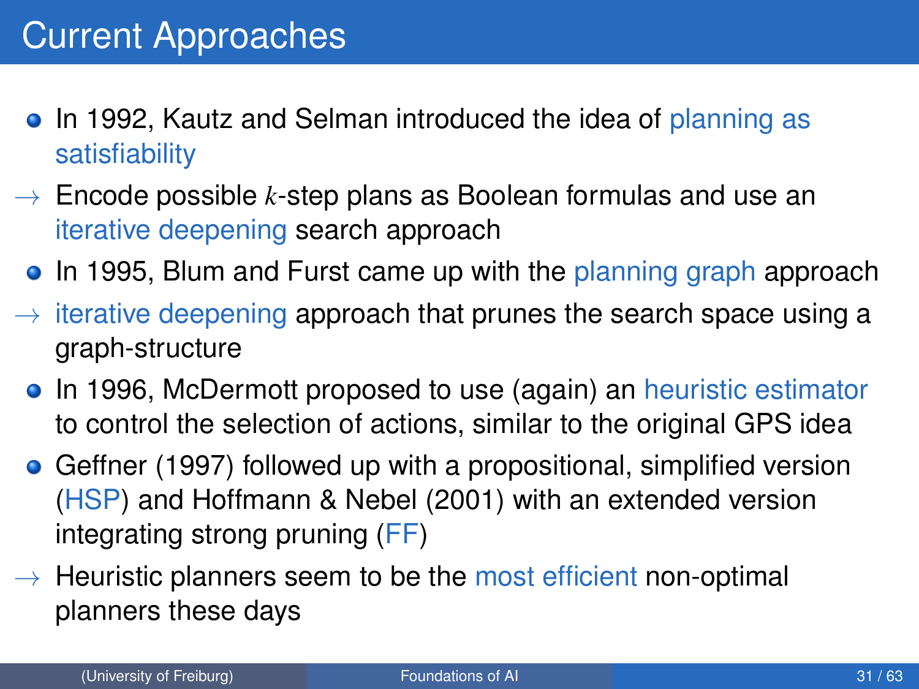# Current Approaches

- In 1992, Kautz and Selman introduced the idea of planning as satisfiability

→ Encode possible $k$-step plans as Boolean formulas and use an iterative deepening search approach

- In 1995, Blum and Furst came up with the planning graph approach

→ iterative deepening approach that prunes the search space using a graph-structure

- In 1996, McDermott proposed to use (again) an heuristic estimator to control the selection of actions, similar to the original GPS idea
- Geffner (1997) followed up with a propositional, simplified version (HSP) and Hoffmann & Nebel (2001) with an extended version integrating strong pruning (FF)

→ Heuristic planners seem to be the most efficient non-optimal planners these days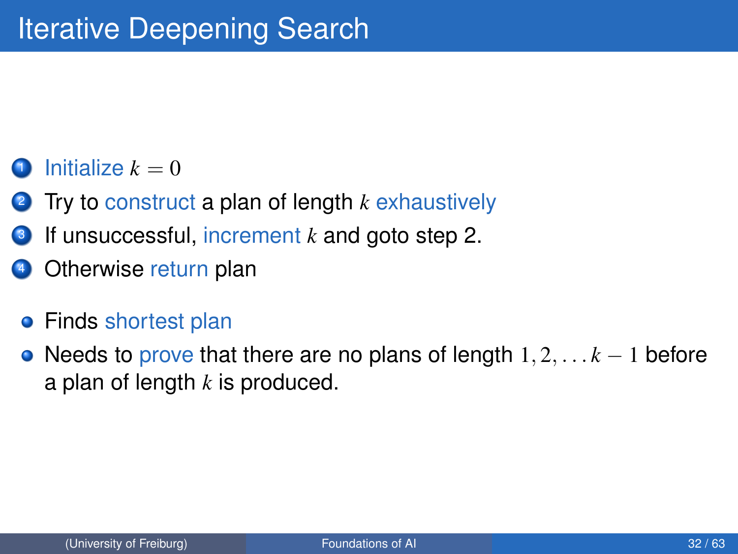# Iterative Deepening Search

1. Initialize $k = 0$
2. Try to construct a plan of length $k$ exhaustively
3. If unsuccessful, increment $k$ and goto step 2.
4. Otherwise return plan

- Finds shortest plan
- Needs to prove that there are no plans of length $1, 2, \ldots k-1$ before a plan of length $k$ is produced.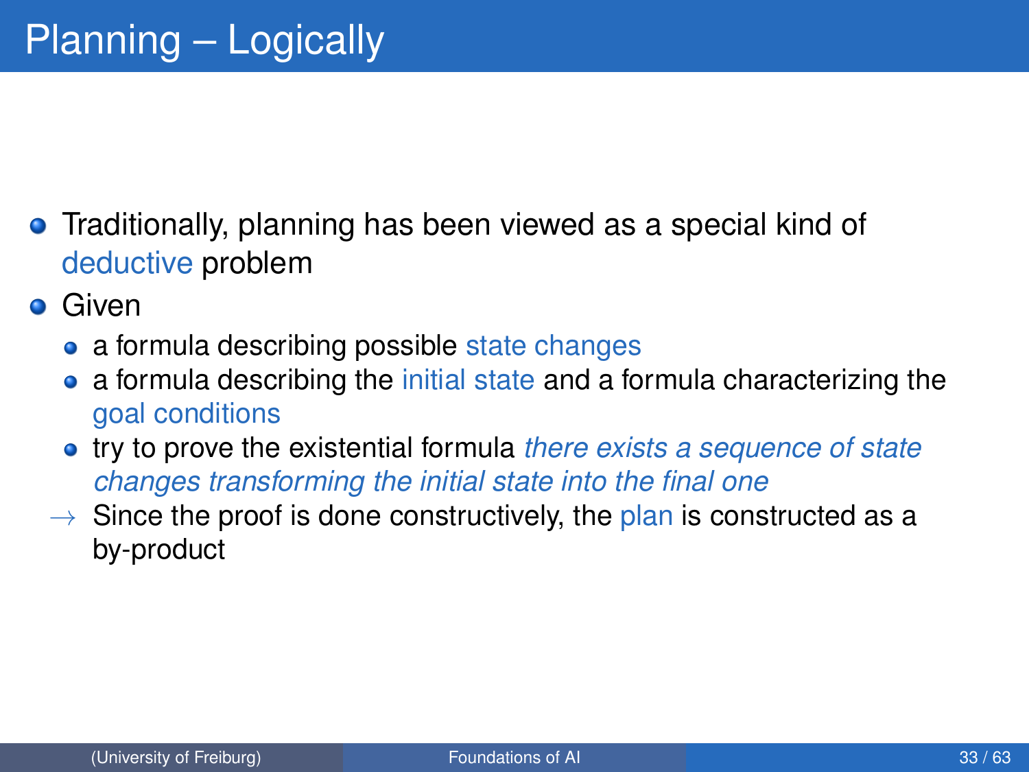# Planning – Logically

- Traditionally, planning has been viewed as a special kind of deductive problem
- Given
  - a formula describing possible state changes
  - a formula describing the initial state and a formula characterizing the goal conditions
  - try to prove the existential formula *there exists a sequence of state changes transforming the initial state into the final one*

→ Since the proof is done constructively, the plan is constructed as a by-product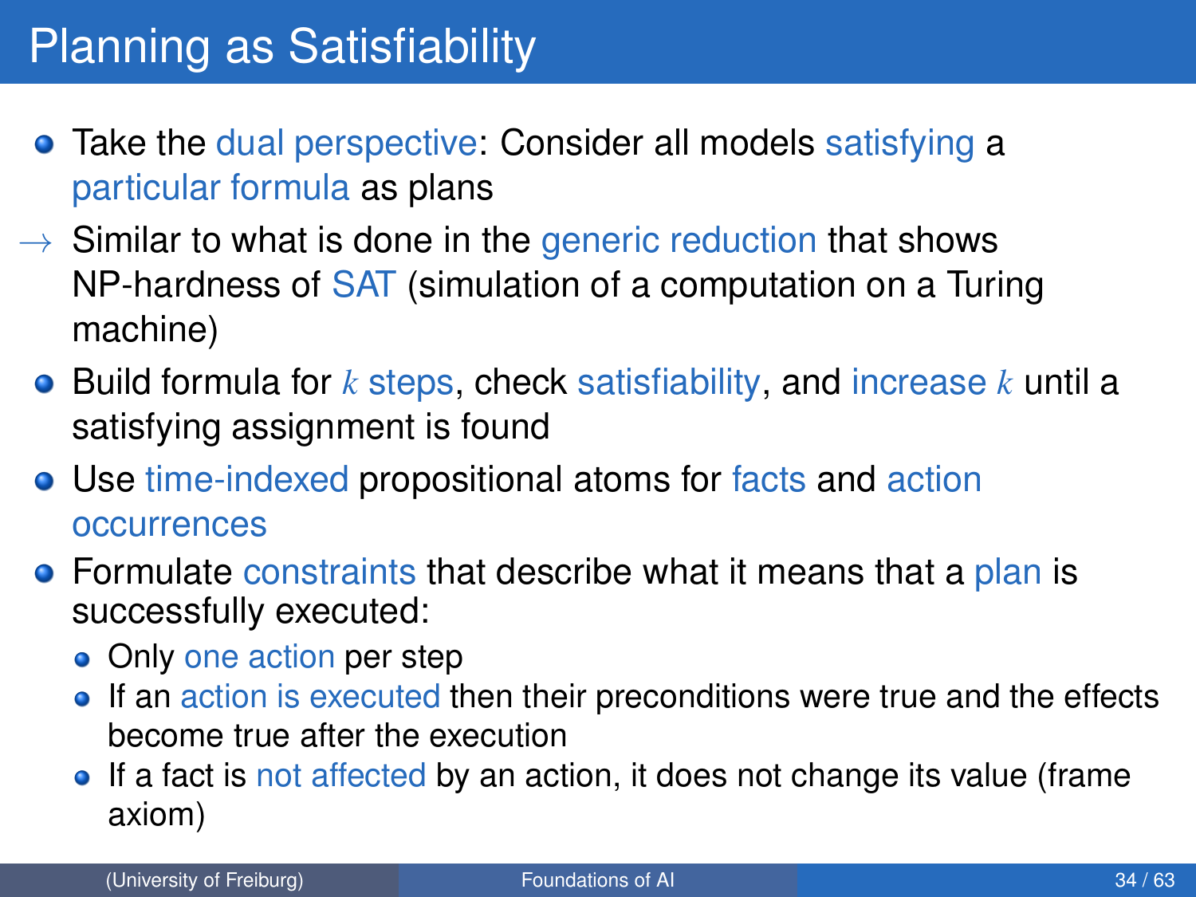# Planning as Satisfiability

- Take the dual perspective: Consider all models satisfying a particular formula as plans

→ Similar to what is done in the generic reduction that shows NP-hardness of SAT (simulation of a computation on a Turing machine)

- Build formula for $k$ steps, check satisfiability, and increase $k$ until a satisfying assignment is found
- Use time-indexed propositional atoms for facts and action occurrences
- Formulate constraints that describe what it means that a plan is successfully executed:
  - Only one action per step
  - If an action is executed then their preconditions were true and the effects become true after the execution
  - If a fact is not affected by an action, it does not change its value (frame axiom)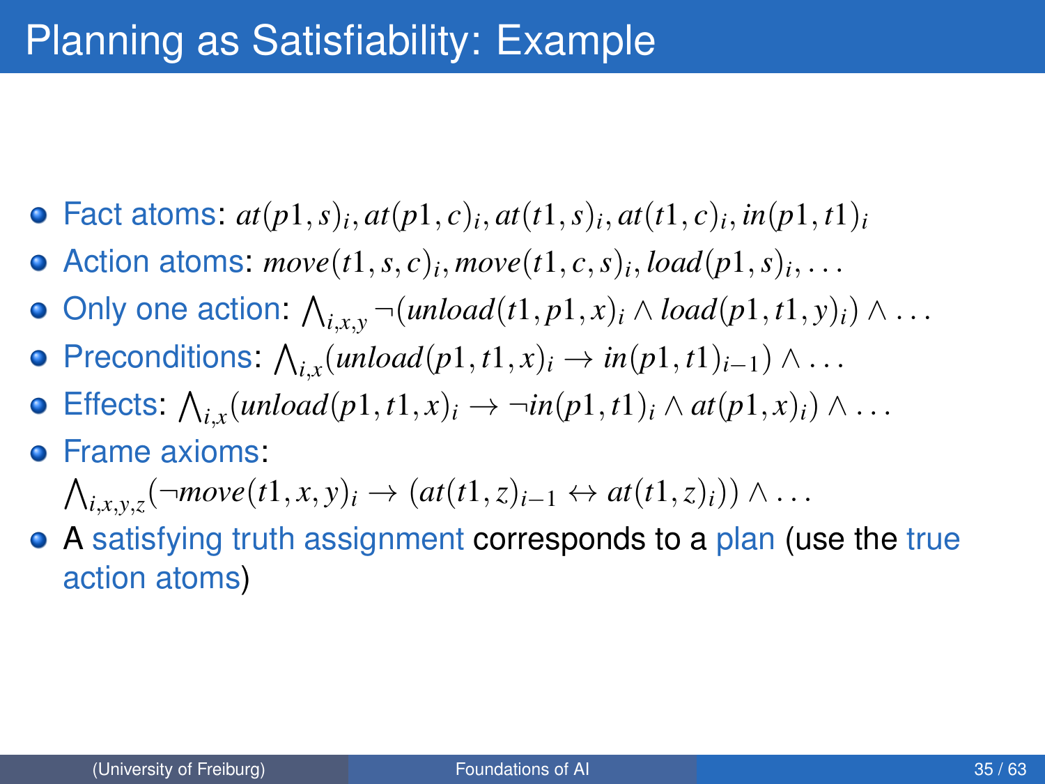# Planning as Satisfiability: Example

- Fact atoms: $at(p1, s)_i, at(p1, c)_i, at(t1, s)_i, at(t1, c)_i, in(p1, t1)_i$
- Action atoms: $move(t1, s, c)_i, move(t1, c, s)_i, load(p1, s)_i, \ldots$
- Only one action: $\bigwedge_{i,x,y} \neg(unload(t1, p1, x)_i \land load(p1, t1, y)_i) \land \ldots$
- Preconditions: $\bigwedge_{i,x}(unload(p1, t1, x)_i \rightarrow in(p1, t1)_{i-1}) \land \ldots$
- Effects: $\bigwedge_{i,x}(unload(p1, t1, x)_i \rightarrow \neg in(p1, t1)_i \land at(p1, x)_i) \land \ldots$
- Frame axioms:
  $\bigwedge_{i,x,y,z}(\neg move(t1, x, y)_i \rightarrow (at(t1, z)_{i-1} \leftrightarrow at(t1, z)_i)) \land \ldots$
- A satisfying truth assignment corresponds to a plan (use the true action atoms)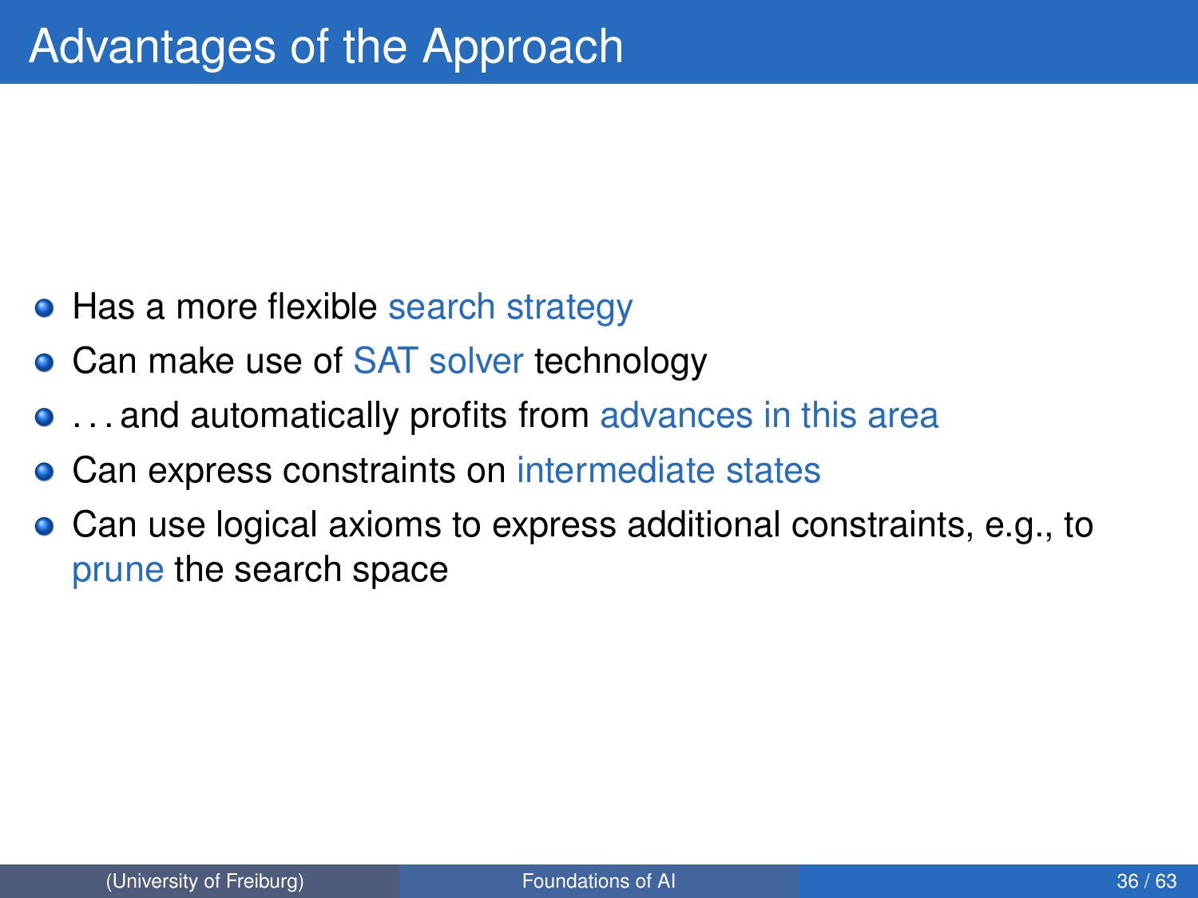# Advantages of the Approach

- Has a more flexible search strategy
- Can make use of SAT solver technology
- …and automatically profits from advances in this area
- Can express constraints on intermediate states
- Can use logical axioms to express additional constraints, e.g., to prune the search space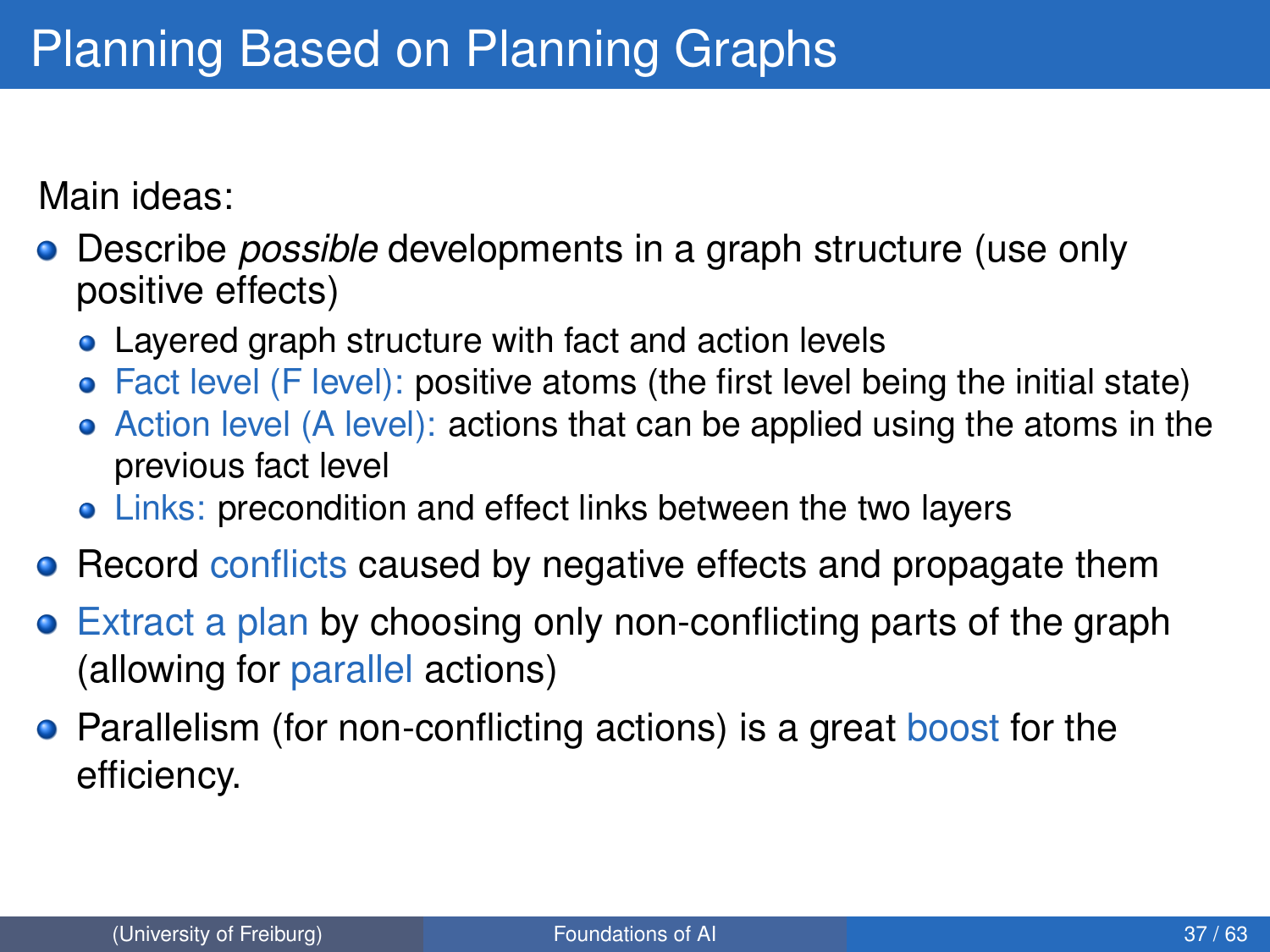# Planning Based on Planning Graphs

Main ideas:

- Describe *possible* developments in a graph structure (use only positive effects)
  - Layered graph structure with fact and action levels
  - Fact level (F level): positive atoms (the first level being the initial state)
  - Action level (A level): actions that can be applied using the atoms in the previous fact level
  - Links: precondition and effect links between the two layers
- Record conflicts caused by negative effects and propagate them
- Extract a plan by choosing only non-conflicting parts of the graph (allowing for parallel actions)
- Parallelism (for non-conflicting actions) is a great boost for the efficiency.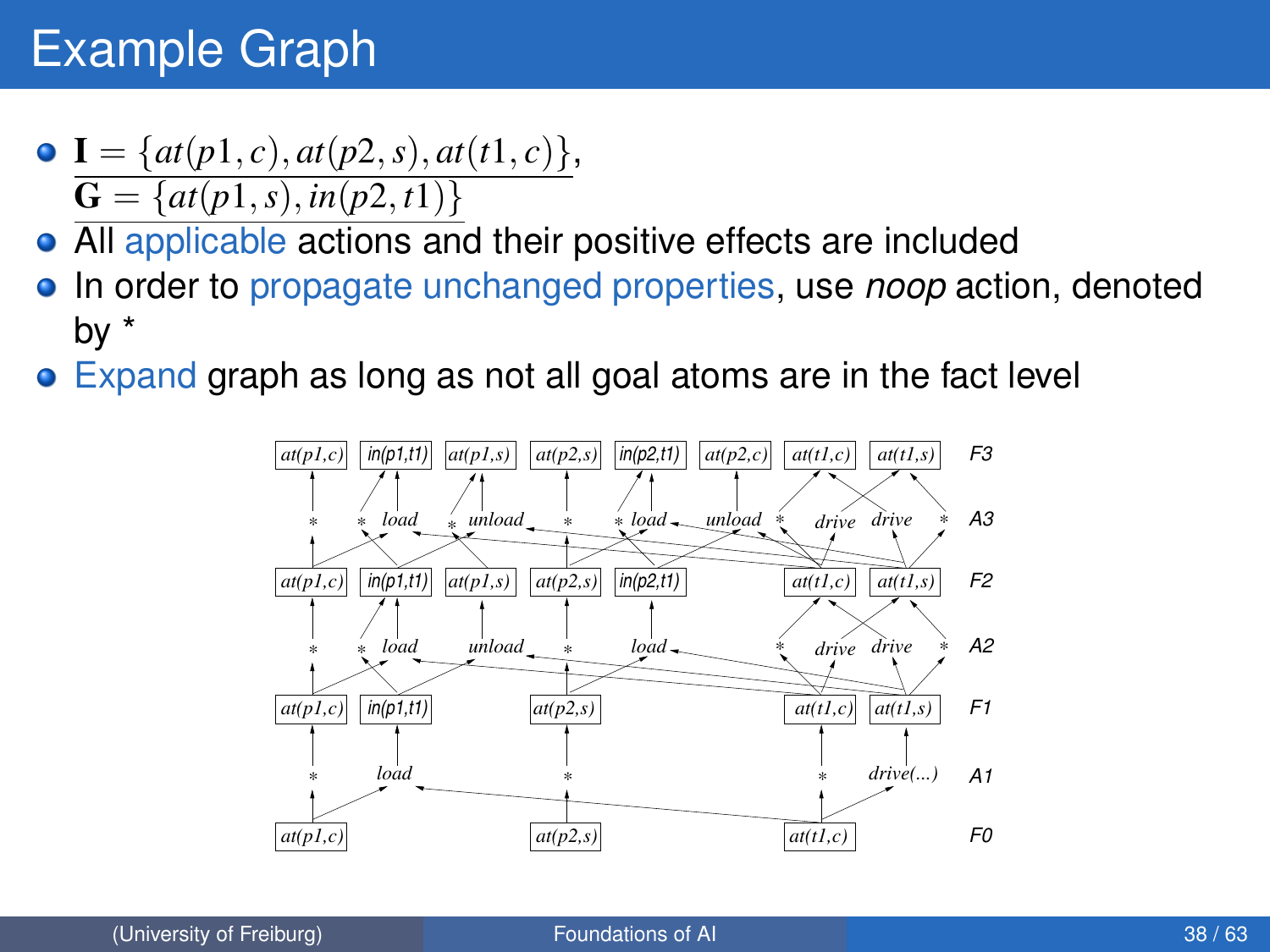# Example Graph

- $\mathbf{I} = \{at(p1,c), at(p2,s), at(t1,c)\}$, $\mathbf{G} = \{at(p1,s), in(p2,t1)\}$
- All applicable actions and their positive effects are included
- In order to propagate unchanged properties, use *noop* action, denoted by *
- Expand graph as long as not all goal atoms are in the fact level

F3: at(p1,c) in(p1,t1) at(p1,s) at(p2,s) in(p2,t1) at(p2,c) at(t1,c) at(t1,s)

A3: * * load * unload * * load unload * drive drive *

F2: at(p1,c) in(p1,t1) at(p1,s) at(p2,s) in(p2,t1) at(t1,c) at(t1,s)

A2: * * load unload * load * drive drive *

F1: at(p1,c) in(p1,t1) at(p2,s) at(t1,c) at(t1,s)

A1: * load * * drive(...)

F0: at(p1,c) at(p2,s) at(t1,c)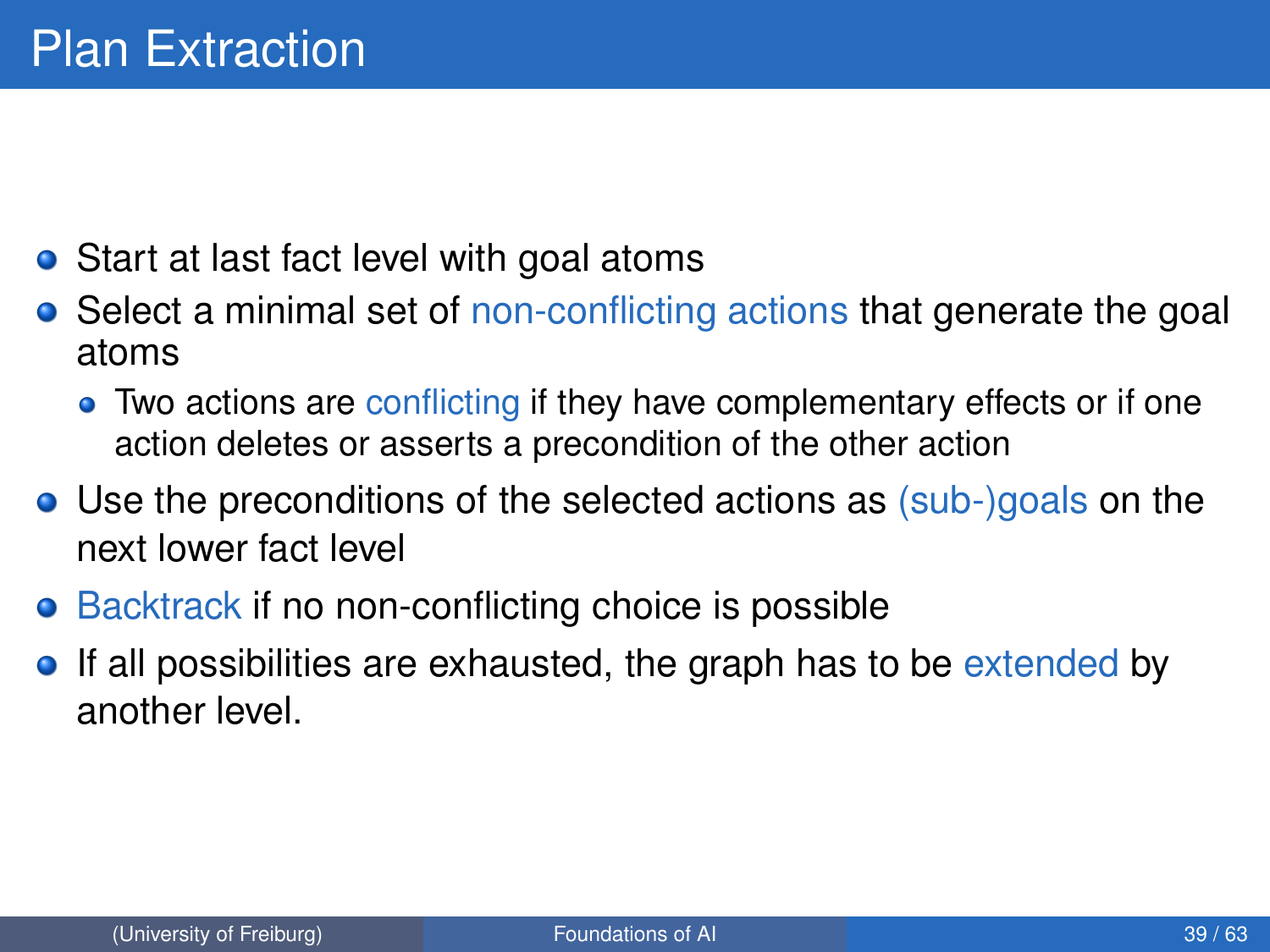# Plan Extraction

- Start at last fact level with goal atoms
- Select a minimal set of non-conflicting actions that generate the goal atoms
  - Two actions are conflicting if they have complementary effects or if one action deletes or asserts a precondition of the other action
- Use the preconditions of the selected actions as (sub-)goals on the next lower fact level
- Backtrack if no non-conflicting choice is possible
- If all possibilities are exhausted, the graph has to be extended by another level.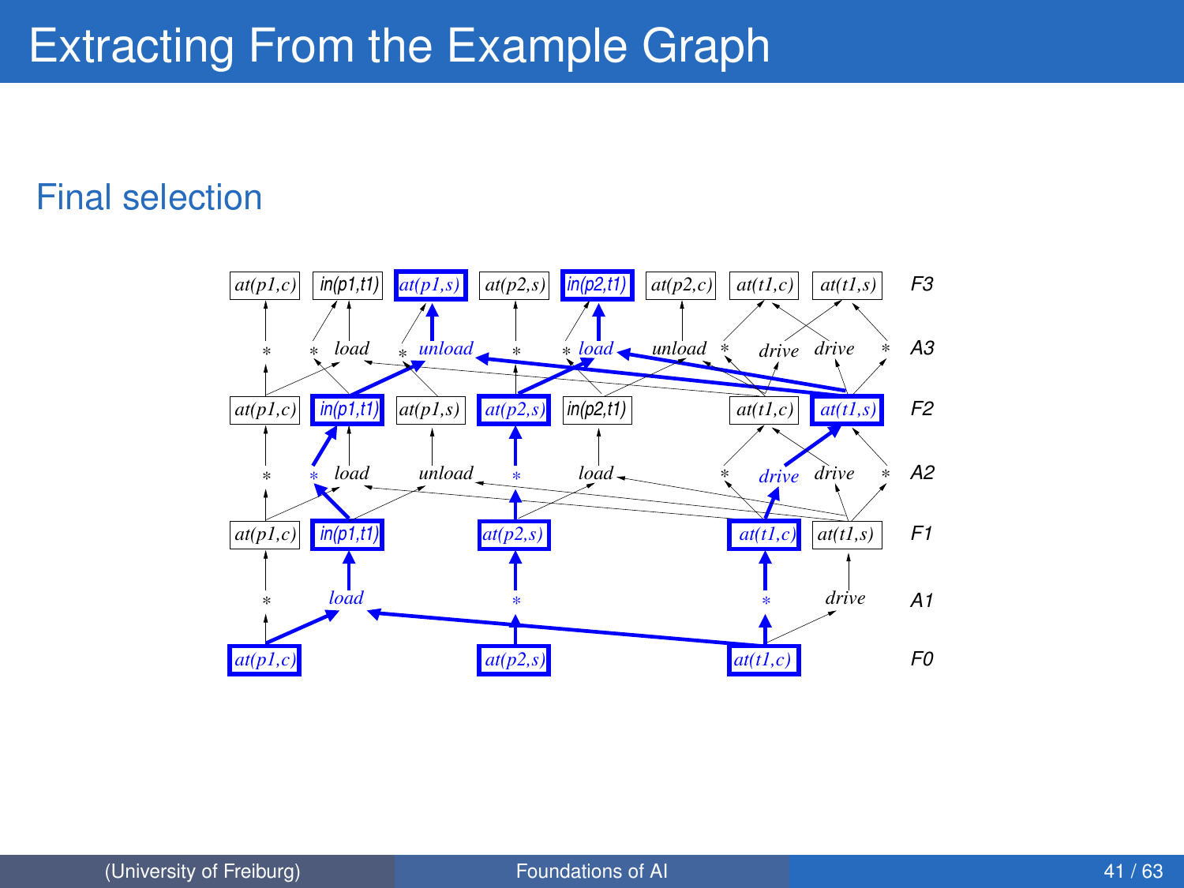# Extracting From the Example Graph

## Final selection

at(p1,c) in(p1,t1) at(p1,s) at(p2,s) in(p2,t1) at(p2,c) at(t1,c) at(t1,s) F3

\* \* load \* unload \* \* load unload \* drive drive \* A3

at(p1,c) in(p1,t1) at(p1,s) at(p2,s) in(p2,t1) at(t1,c) at(t1,s) F2

\* \* load unload \* load \* drive drive \* A2

at(p1,c) in(p1,t1) at(p2,s) at(t1,c) at(t1,s) F1

\* load \* \* drive A1

at(p1,c) at(p2,s) at(t1,c) F0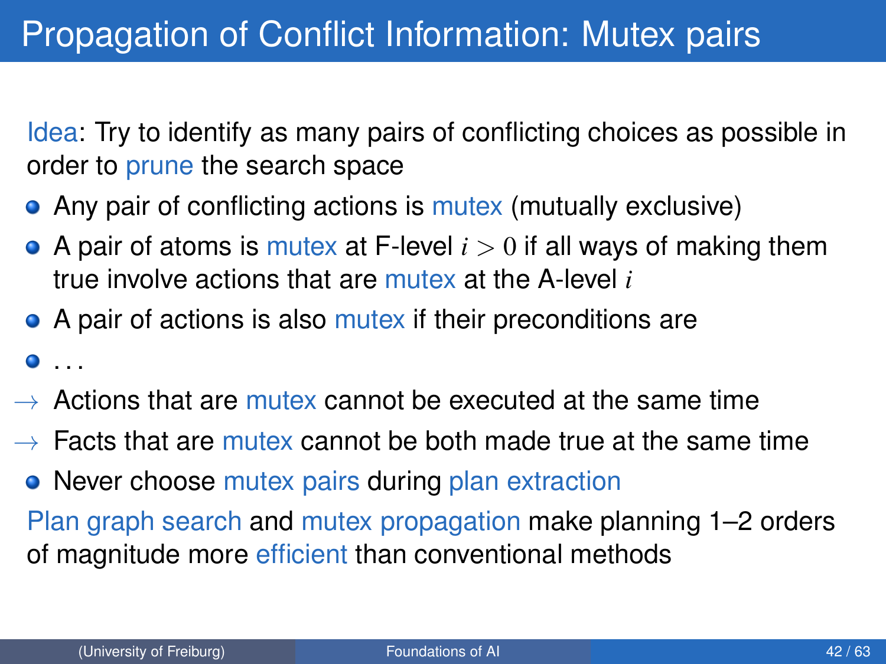# Propagation of Conflict Information: Mutex pairs

Idea: Try to identify as many pairs of conflicting choices as possible in order to prune the search space

- Any pair of conflicting actions is mutex (mutually exclusive)
- A pair of atoms is mutex at F-level $i > 0$ if all ways of making them true involve actions that are mutex at the A-level $i$
- A pair of actions is also mutex if their preconditions are
- ...

→ Actions that are mutex cannot be executed at the same time

→ Facts that are mutex cannot be both made true at the same time

- Never choose mutex pairs during plan extraction

Plan graph search and mutex propagation make planning 1–2 orders of magnitude more efficient than conventional methods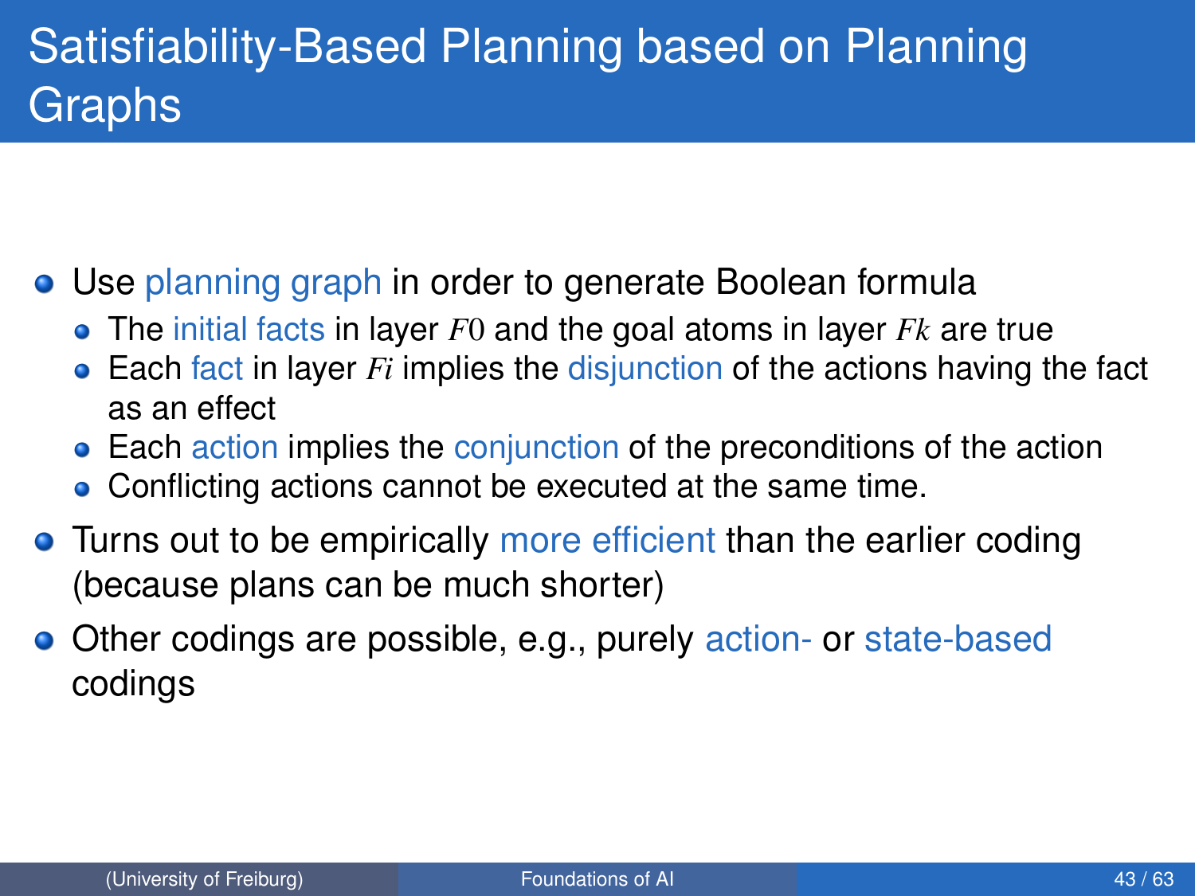# Satisfiability-Based Planning based on Planning Graphs

- Use planning graph in order to generate Boolean formula
  - The initial facts in layer $F0$ and the goal atoms in layer $Fk$ are true
  - Each fact in layer $Fi$ implies the disjunction of the actions having the fact as an effect
  - Each action implies the conjunction of the preconditions of the action
  - Conflicting actions cannot be executed at the same time.
- Turns out to be empirically more efficient than the earlier coding (because plans can be much shorter)
- Other codings are possible, e.g., purely action- or state-based codings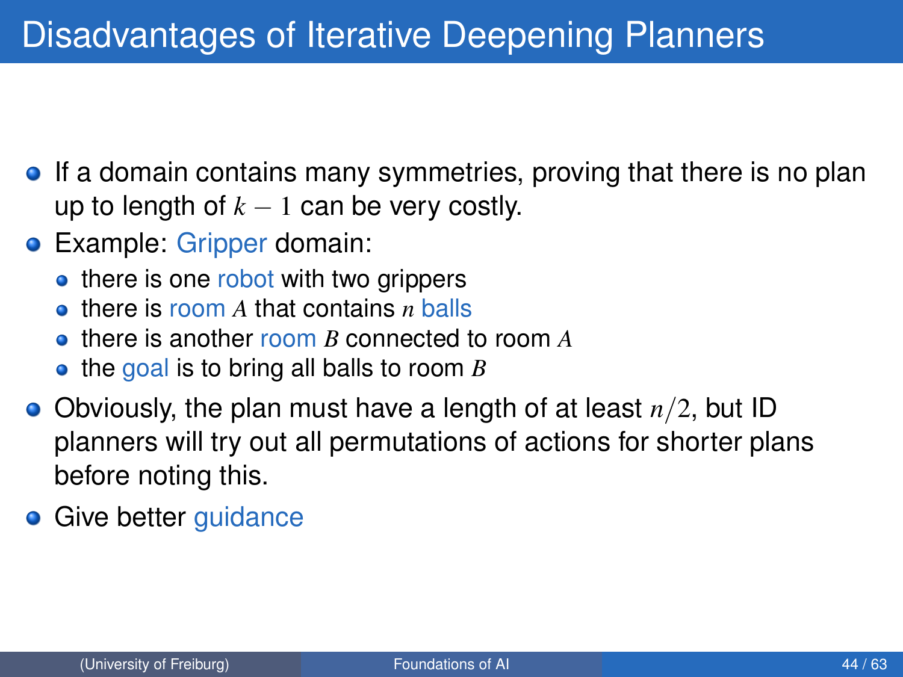# Disadvantages of Iterative Deepening Planners

- If a domain contains many symmetries, proving that there is no plan up to length of $k-1$ can be very costly.
- Example: Gripper domain:
  - there is one robot with two grippers
  - there is room $A$ that contains $n$ balls
  - there is another room $B$ connected to room $A$
  - the goal is to bring all balls to room $B$
- Obviously, the plan must have a length of at least $n/2$, but ID planners will try out all permutations of actions for shorter plans before noting this.
- Give better guidance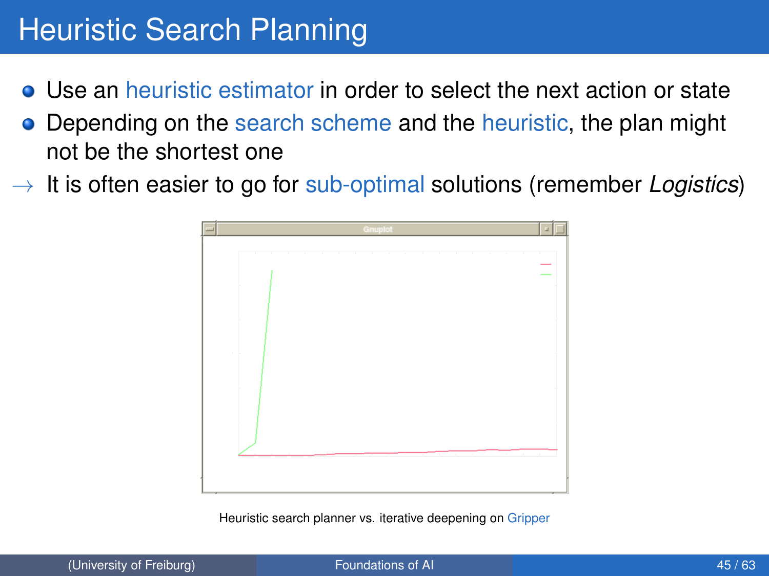# Heuristic Search Planning

- Use an heuristic estimator in order to select the next action or state
- Depending on the search scheme and the heuristic, the plan might not be the shortest one

→ It is often easier to go for sub-optimal solutions (remember *Logistics*)

Heuristic search planner vs. iterative deepening on Gripper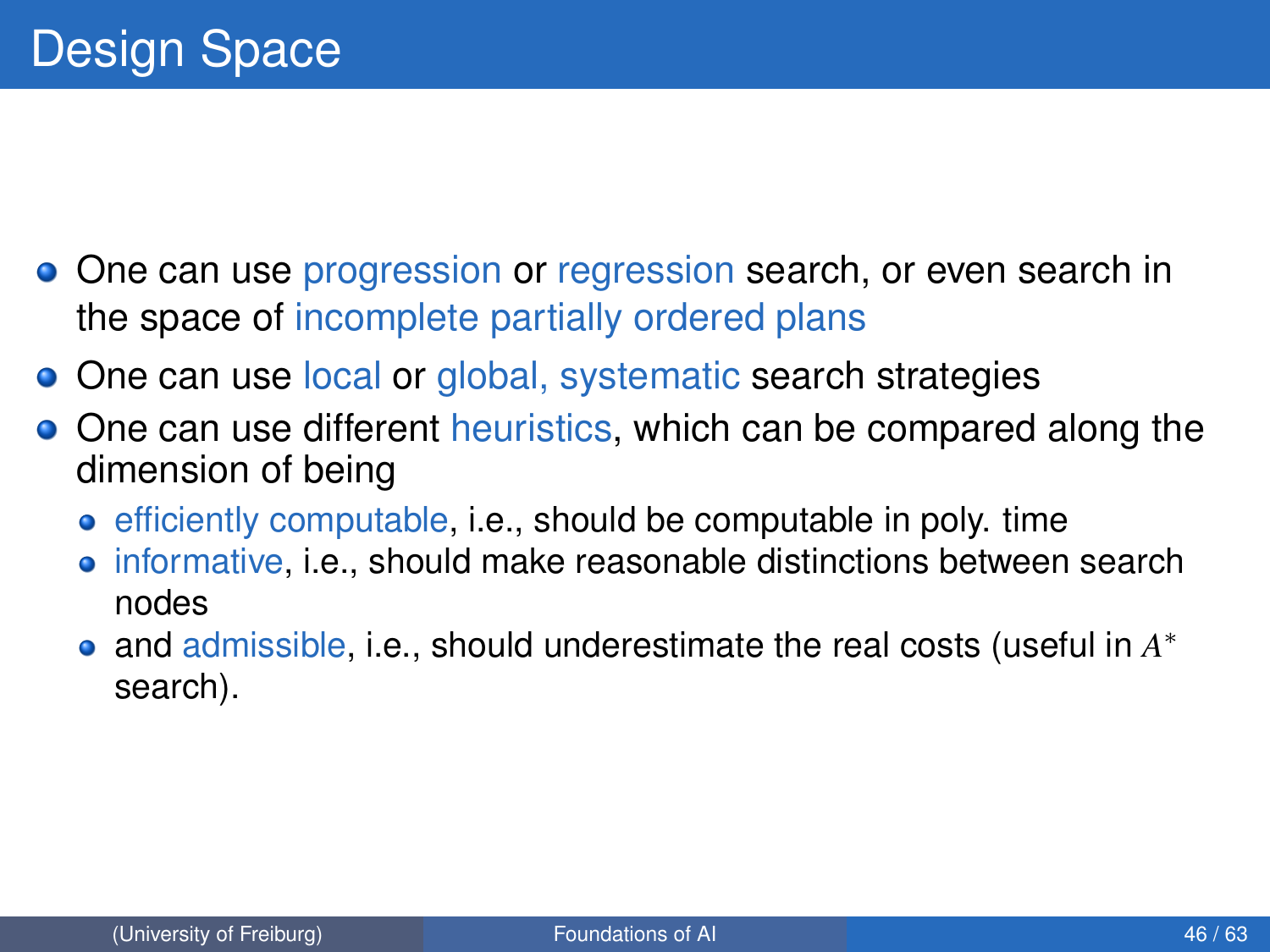# Design Space

- One can use progression or regression search, or even search in the space of incomplete partially ordered plans
- One can use local or global, systematic search strategies
- One can use different heuristics, which can be compared along the dimension of being
  - efficiently computable, i.e., should be computable in poly. time
  - informative, i.e., should make reasonable distinctions between search nodes
  - and admissible, i.e., should underestimate the real costs (useful in $A^*$ search).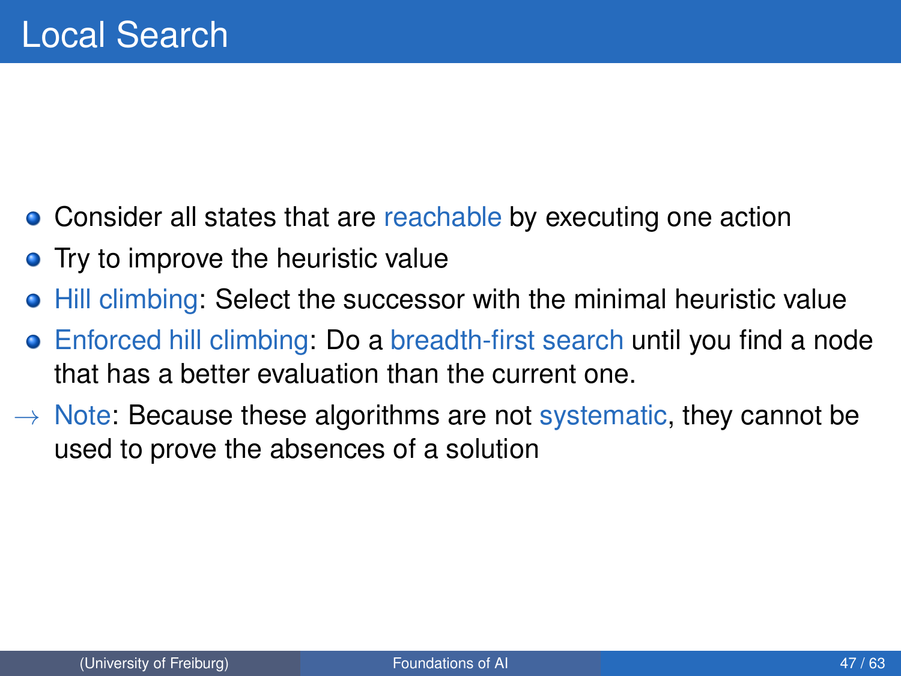# Local Search

- Consider all states that are reachable by executing one action
- Try to improve the heuristic value
- Hill climbing: Select the successor with the minimal heuristic value
- Enforced hill climbing: Do a breadth-first search until you find a node that has a better evaluation than the current one.

$\rightarrow$ Note: Because these algorithms are not systematic, they cannot be used to prove the absences of a solution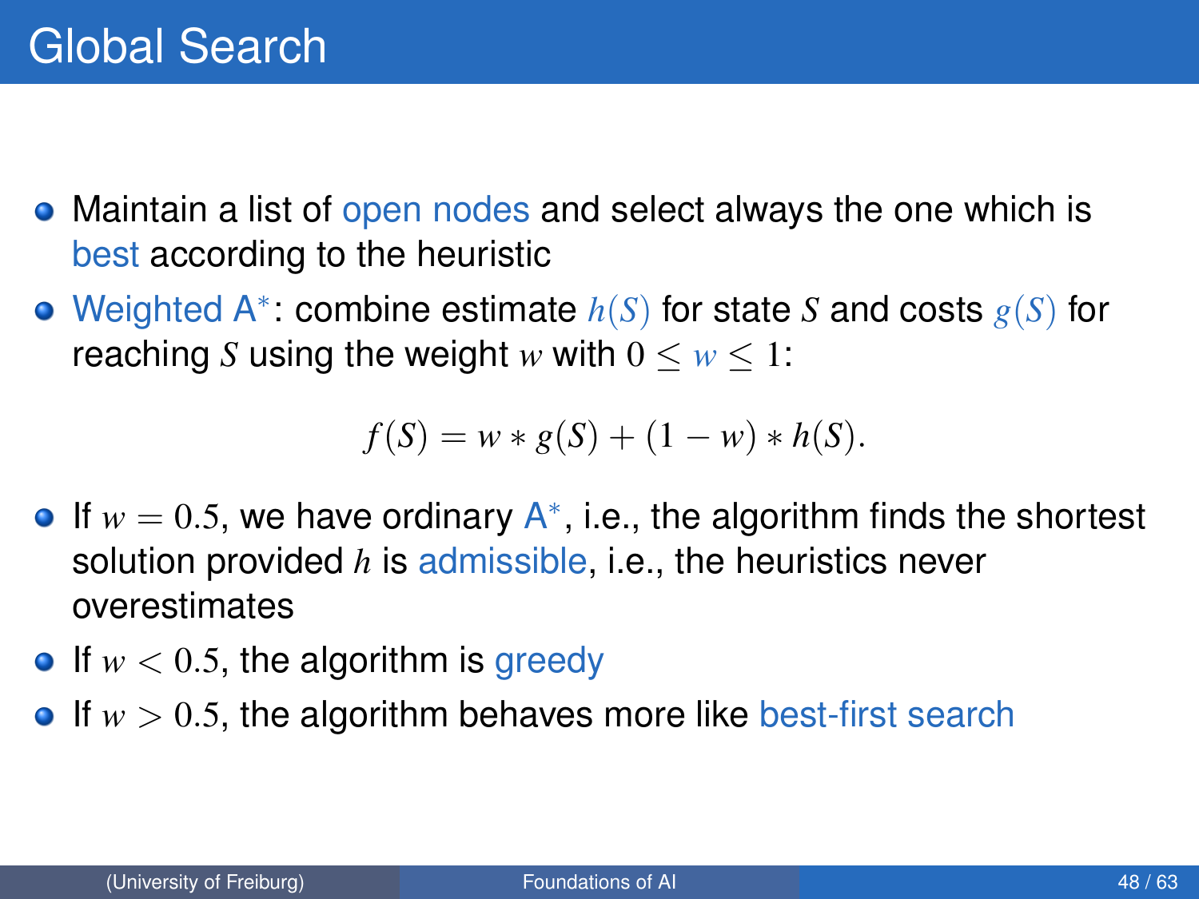# Global Search

- Maintain a list of open nodes and select always the one which is best according to the heuristic
- Weighted A$^*$: combine estimate $h(S)$ for state $S$ and costs $g(S)$ for reaching $S$ using the weight $w$ with $0 \leq w \leq 1$:

$$f(S) = w * g(S) + (1 - w) * h(S).$$

- If $w = 0.5$, we have ordinary A$^*$, i.e., the algorithm finds the shortest solution provided $h$ is admissible, i.e., the heuristics never overestimates
- If $w < 0.5$, the algorithm is greedy
- If $w > 0.5$, the algorithm behaves more like best-first search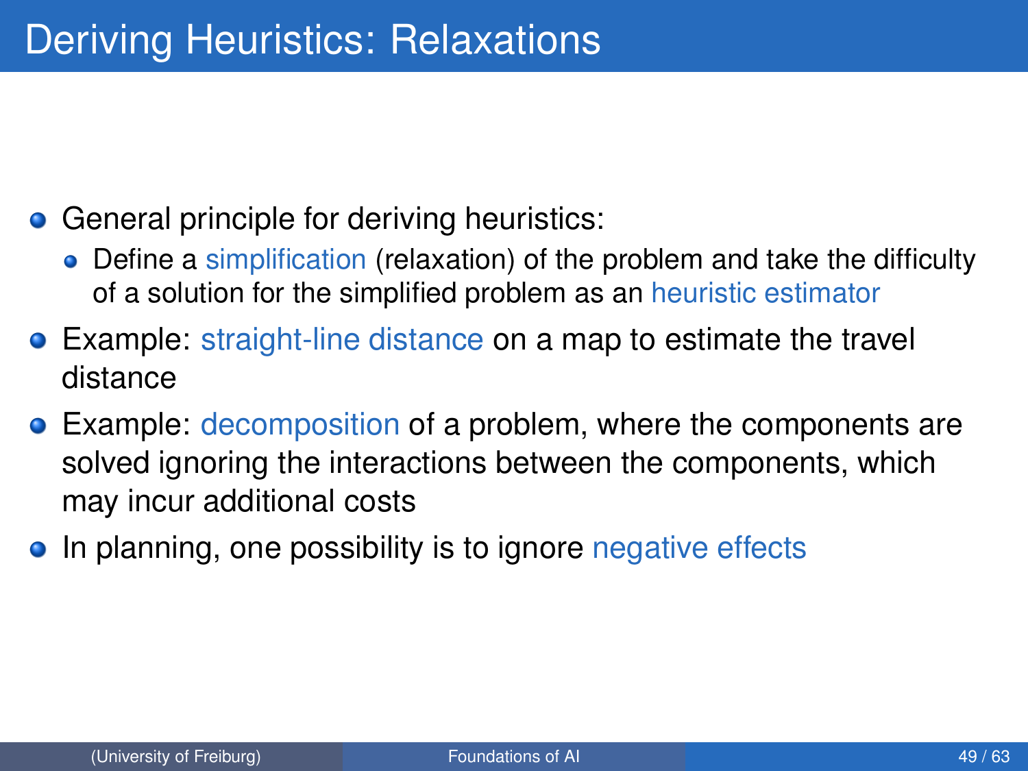# Deriving Heuristics: Relaxations

- General principle for deriving heuristics:
  - Define a simplification (relaxation) of the problem and take the difficulty of a solution for the simplified problem as an heuristic estimator
- Example: straight-line distance on a map to estimate the travel distance
- Example: decomposition of a problem, where the components are solved ignoring the interactions between the components, which may incur additional costs
- In planning, one possibility is to ignore negative effects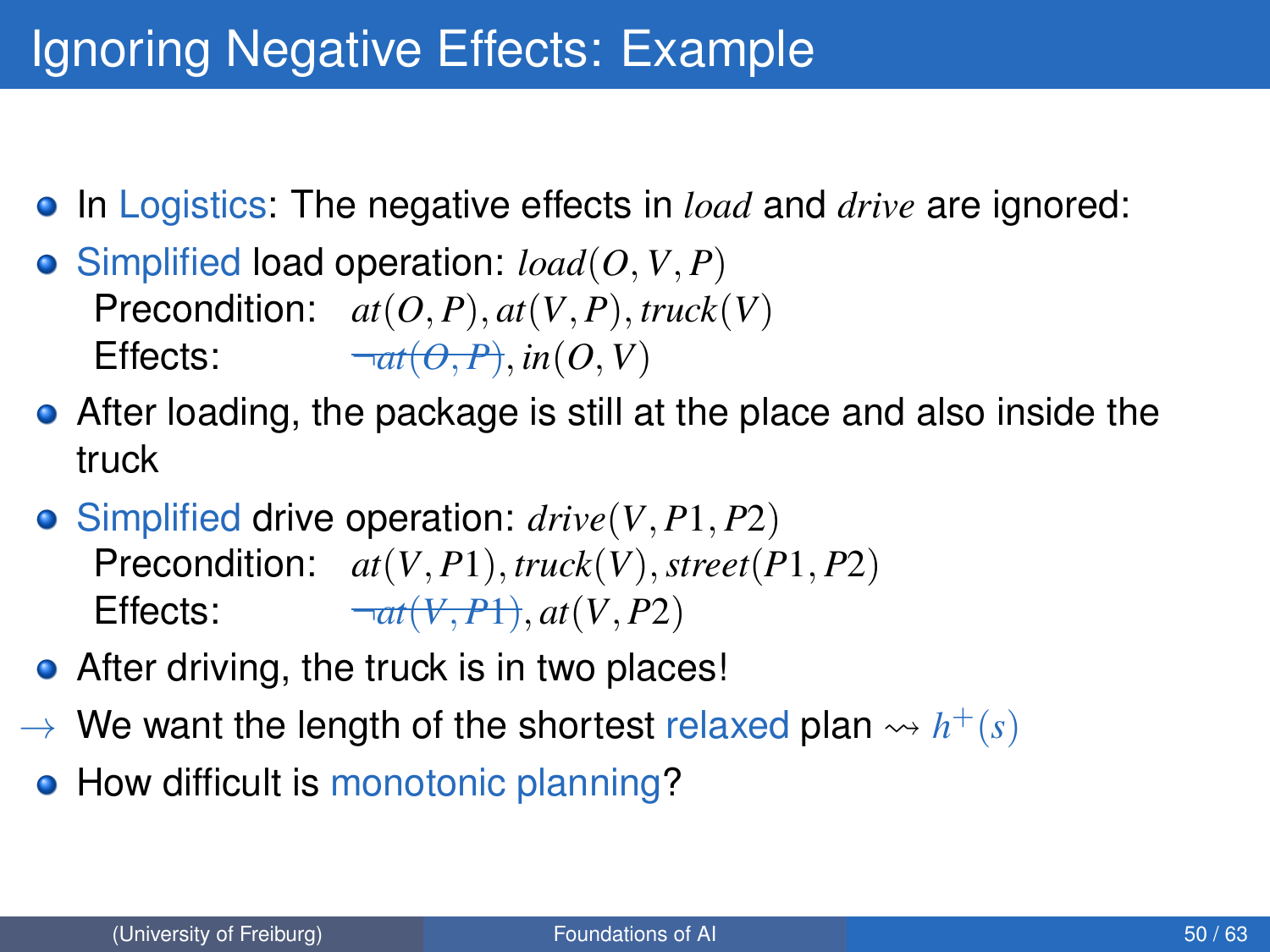# Ignoring Negative Effects: Example

- In Logistics: The negative effects in *load* and *drive* are ignored:
- Simplified load operation: $load(O, V, P)$
  Precondition: $at(O, P), at(V, P), truck(V)$
  Effects: $\sout{\neg at(O, P)}, in(O, V)$
- After loading, the package is still at the place and also inside the truck
- Simplified drive operation: $drive(V, P1, P2)$
  Precondition: $at(V, P1), truck(V), street(P1, P2)$
  Effects: $\sout{\neg at(V, P1)}, at(V, P2)$
- After driving, the truck is in two places!

$\rightarrow$ We want the length of the shortest relaxed plan $\rightsquigarrow h^+(s)$

- How difficult is monotonic planning?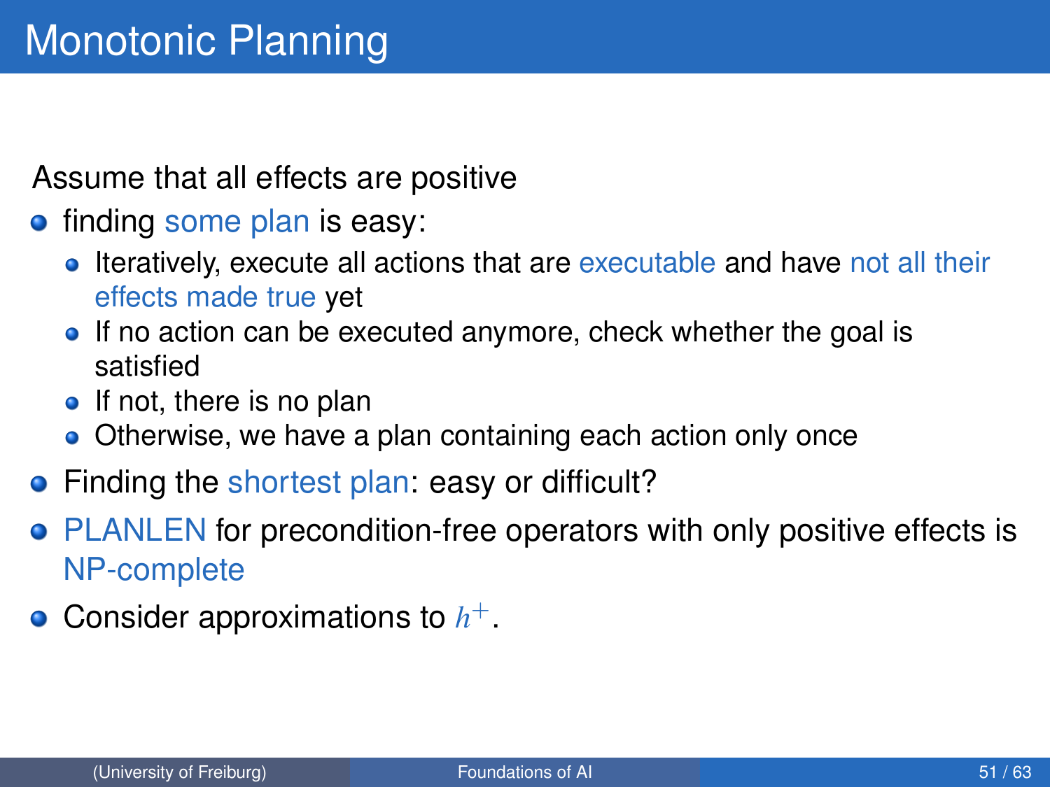# Monotonic Planning

Assume that all effects are positive

- finding some plan is easy:
  - Iteratively, execute all actions that are executable and have not all their effects made true yet
  - If no action can be executed anymore, check whether the goal is satisfied
  - If not, there is no plan
  - Otherwise, we have a plan containing each action only once
- Finding the shortest plan: easy or difficult?
- PLANLEN for precondition-free operators with only positive effects is NP-complete
- Consider approximations to $h^+$.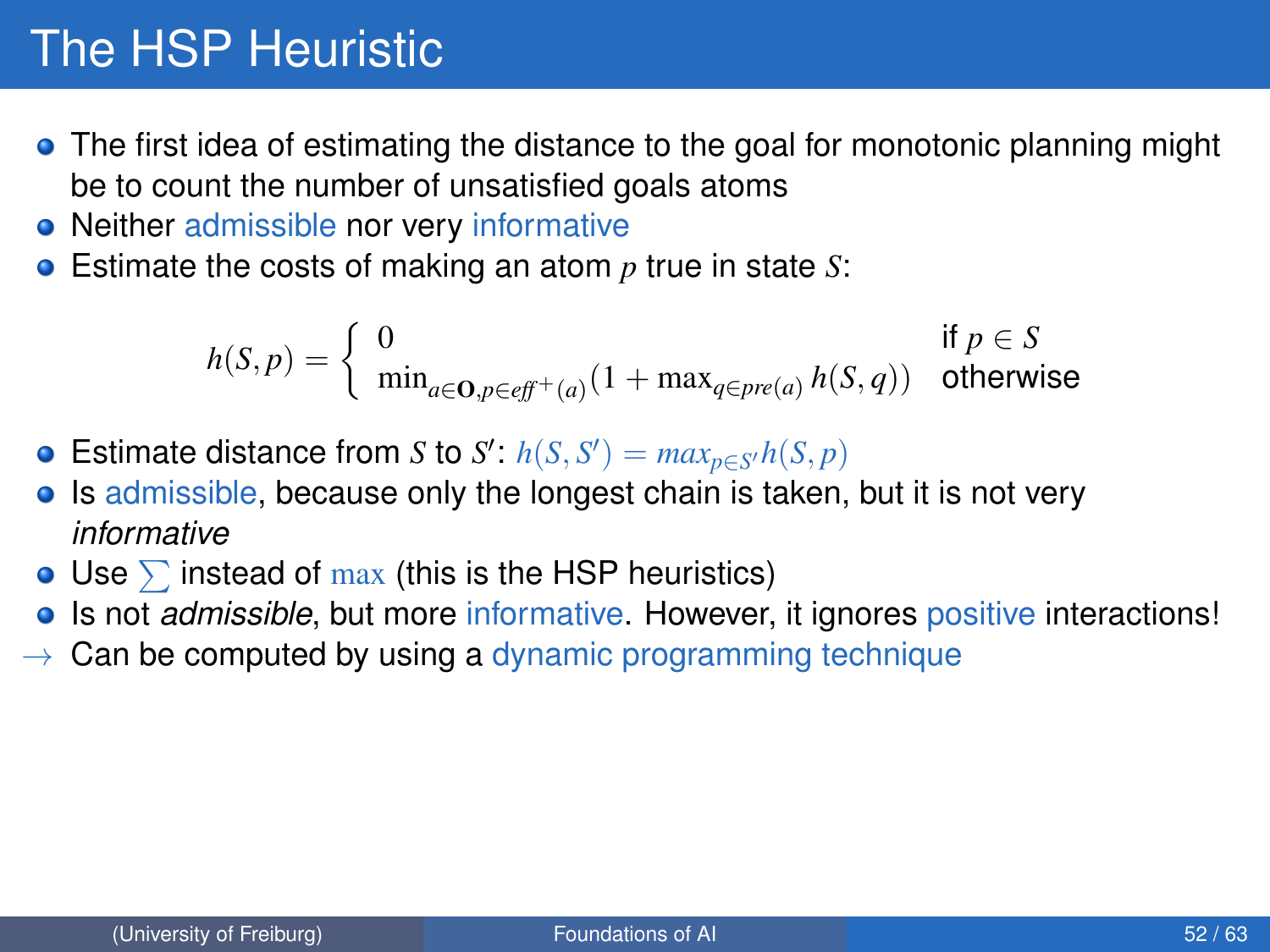# The HSP Heuristic

- The first idea of estimating the distance to the goal for monotonic planning might be to count the number of unsatisfied goals atoms
- Neither admissible nor very informative
- Estimate the costs of making an atom $p$ true in state $S$:

$$h(S,p) = \begin{cases} 0 & \text{if } p \in S \\ \min_{a \in \mathbf{O}, p \in \mathit{eff}^+(a)} (1 + \max_{q \in \mathit{pre}(a)} h(S,q)) & \text{otherwise} \end{cases}$$

- Estimate distance from $S$ to $S'$: $h(S,S') = max_{p \in S'} h(S,p)$
- Is admissible, because only the longest chain is taken, but it is not very *informative*
- Use $\sum$ instead of $\max$ (this is the HSP heuristics)
- Is not *admissible*, but more informative. However, it ignores positive interactions!

→ Can be computed by using a dynamic programming technique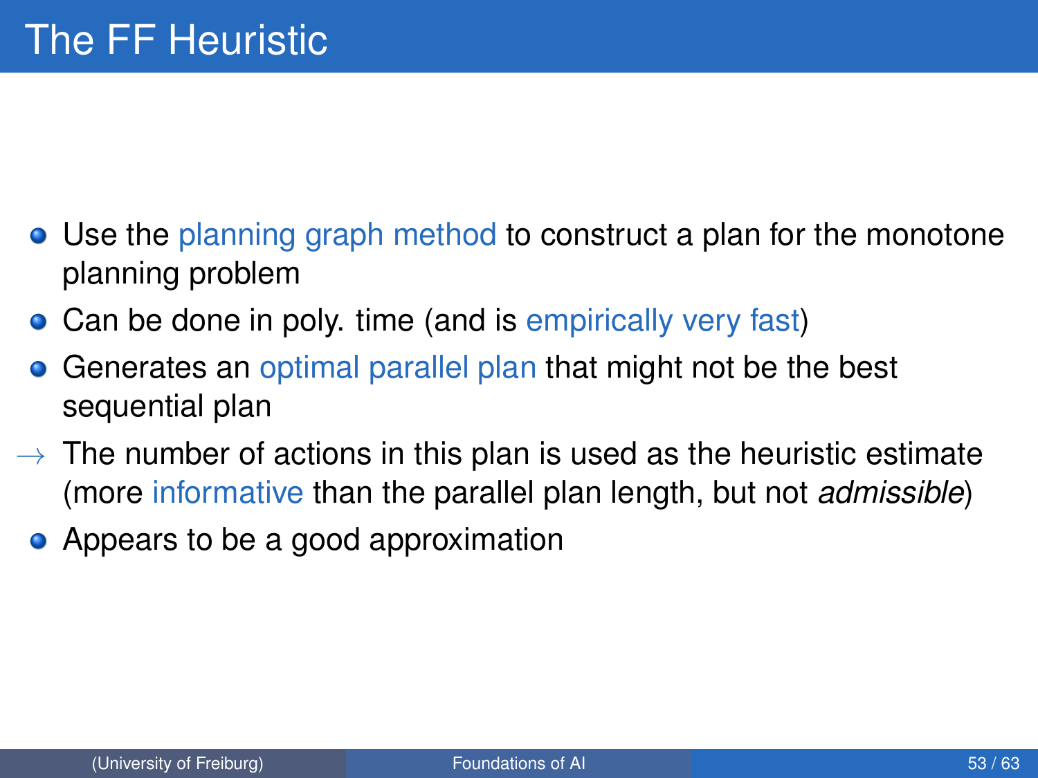# The FF Heuristic

- Use the planning graph method to construct a plan for the monotone planning problem
- Can be done in poly. time (and is empirically very fast)
- Generates an optimal parallel plan that might not be the best sequential plan

→ The number of actions in this plan is used as the heuristic estimate (more informative than the parallel plan length, but not *admissible*)

- Appears to be a good approximation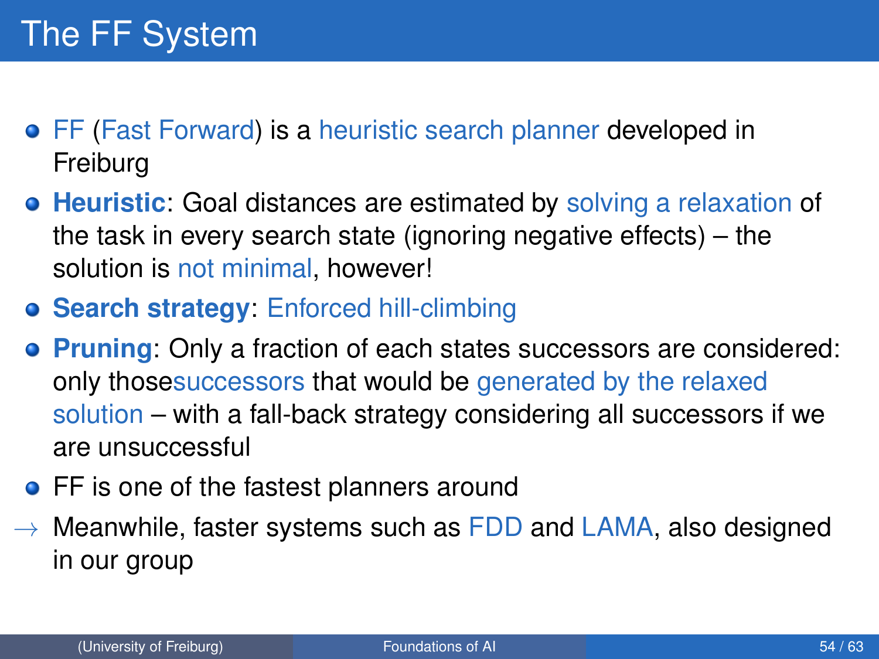# The FF System

- FF (Fast Forward) is a heuristic search planner developed in Freiburg
- **Heuristic**: Goal distances are estimated by solving a relaxation of the task in every search state (ignoring negative effects) – the solution is not minimal, however!
- **Search strategy**: Enforced hill-climbing
- **Pruning**: Only a fraction of each states successors are considered: only thosesuccessors that would be generated by the relaxed solution – with a fall-back strategy considering all successors if we are unsuccessful
- FF is one of the fastest planners around

→ Meanwhile, faster systems such as FDD and LAMA, also designed in our group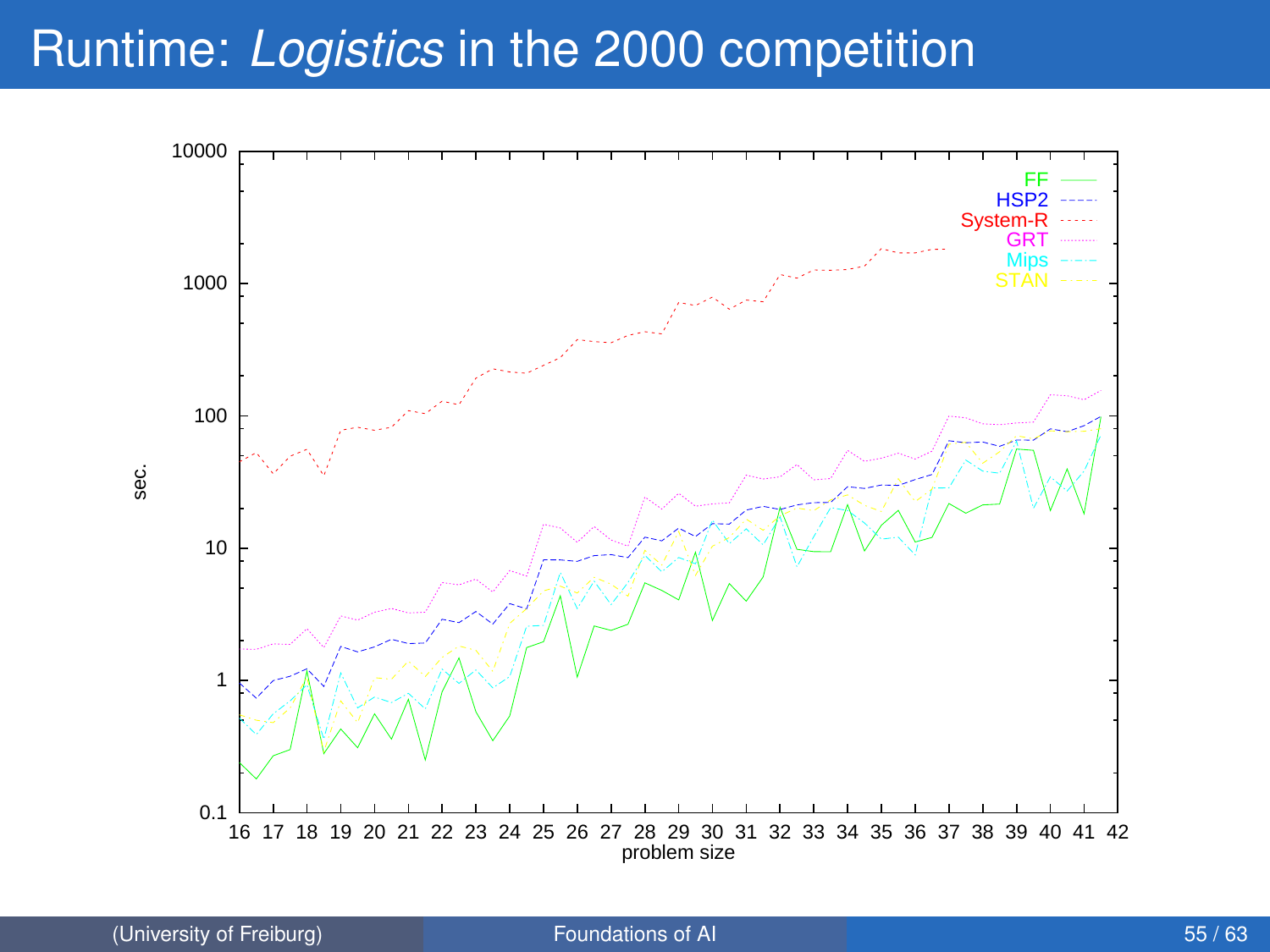# Runtime: *Logistics* in the 2000 competition

| FF | HSP2 | System-R | GRT | Mips | STAN |
| --- | --- | --- | --- | --- | --- |

sec.

problem size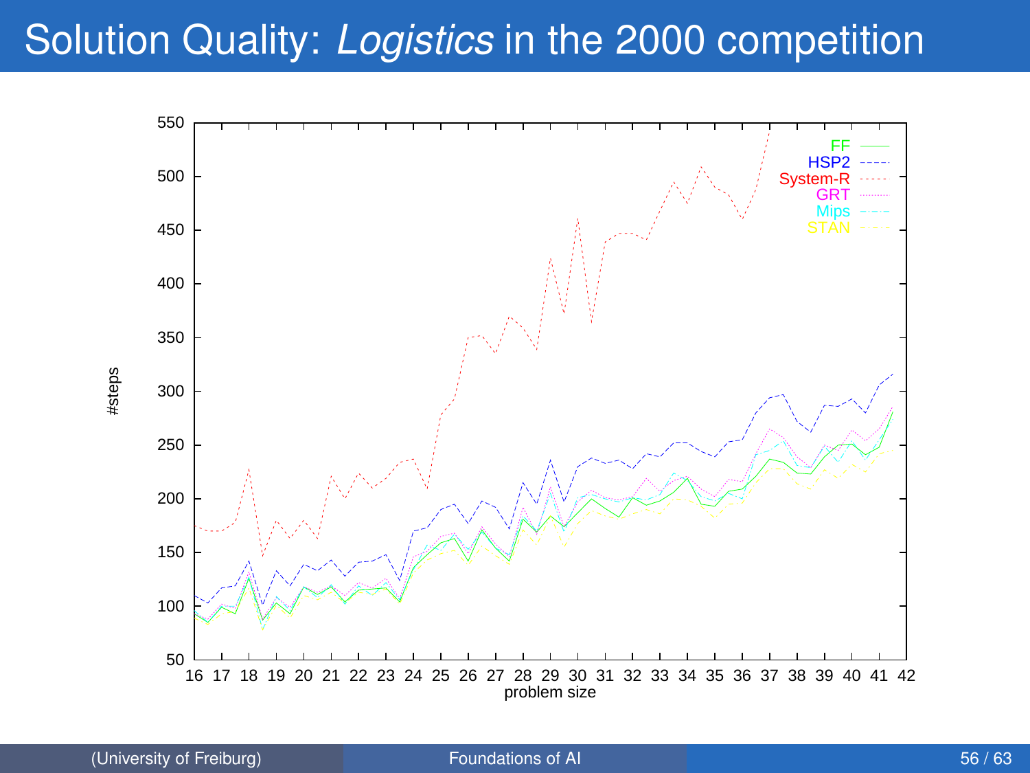# Solution Quality: *Logistics* in the 2000 competition

#steps

550
500
450
400
350
300
250
200
150
100
50

16 17 18 19 20 21 22 23 24 25 26 27 28 29 30 31 32 33 34 35 36 37 38 39 40 41 42

problem size

FF
HSP2
System-R
GRT
Mips
STAN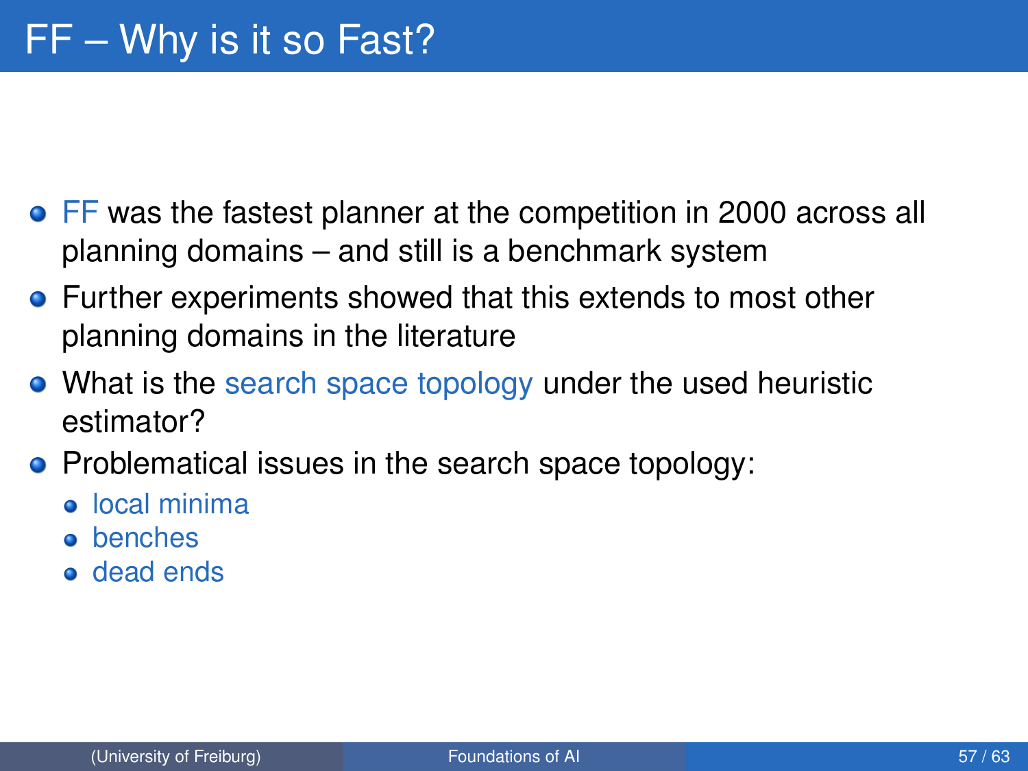# FF – Why is it so Fast?

- FF was the fastest planner at the competition in 2000 across all planning domains – and still is a benchmark system
- Further experiments showed that this extends to most other planning domains in the literature
- What is the search space topology under the used heuristic estimator?
- Problematical issues in the search space topology:
  - local minima
  - benches
  - dead ends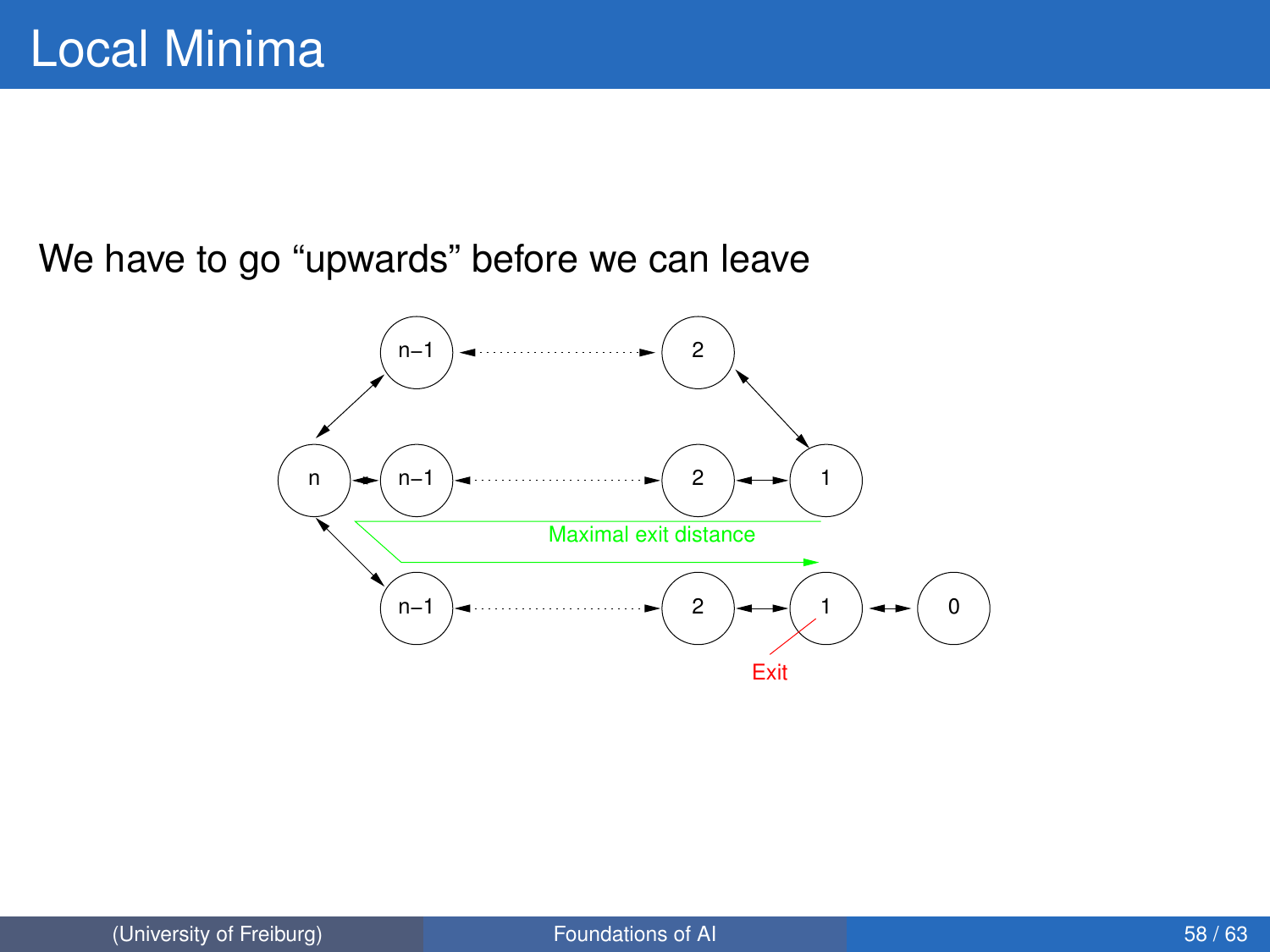# Local Minima

We have to go “upwards” before we can leave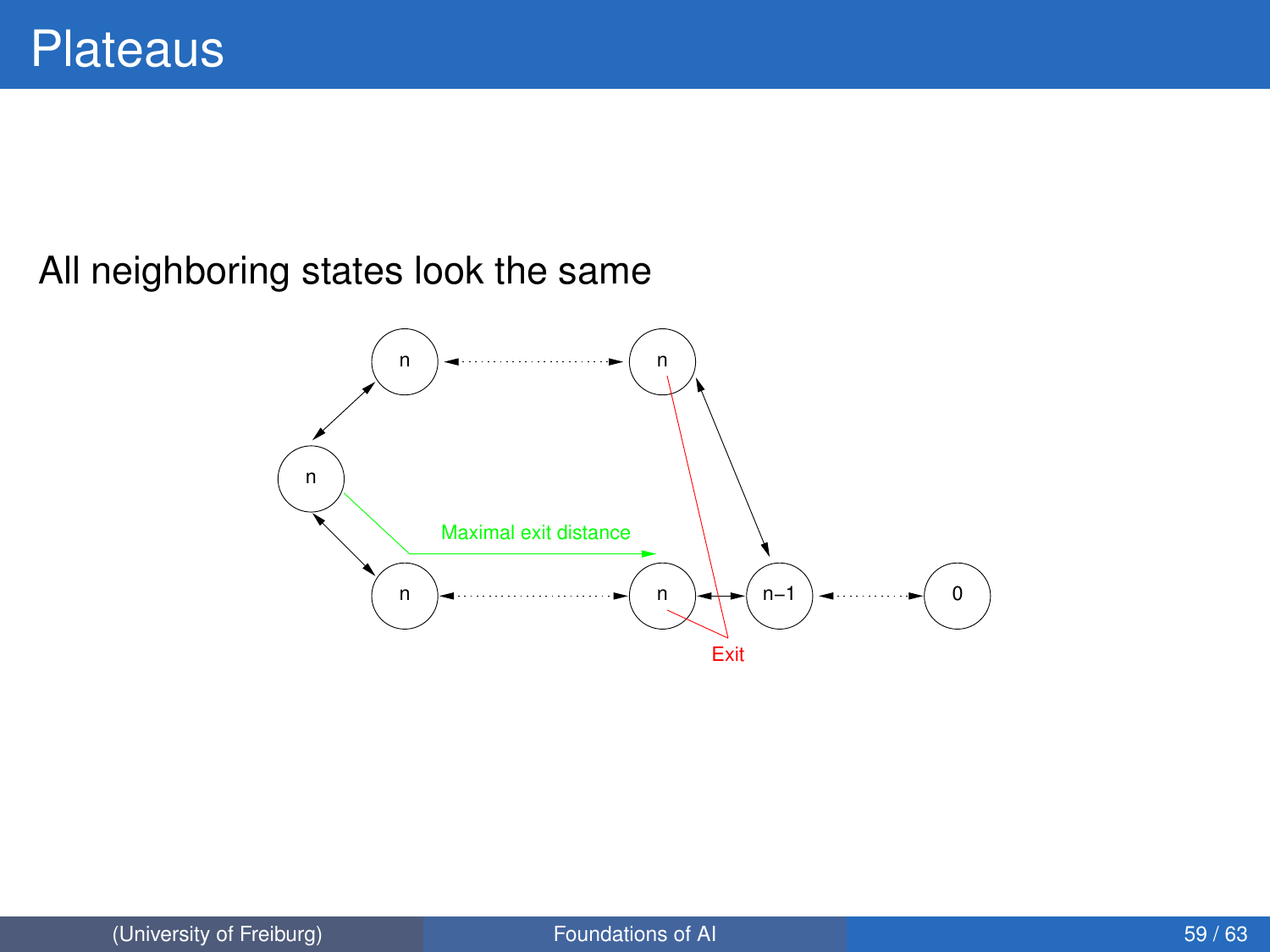# Plateaus

All neighboring states look the same

n

n

n

Maximal exit distance

n

n

n–1

0

Exit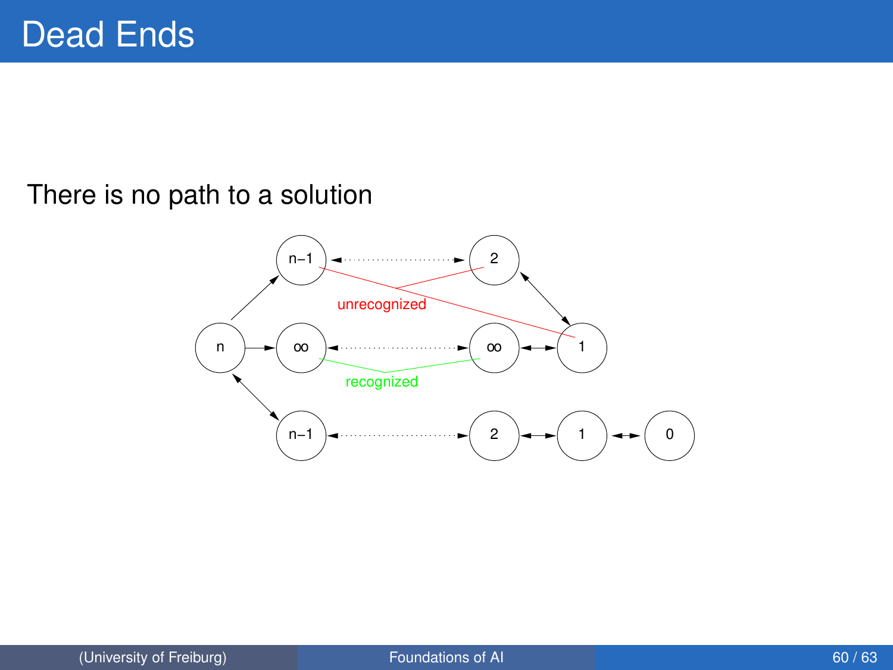# Dead Ends

There is no path to a solution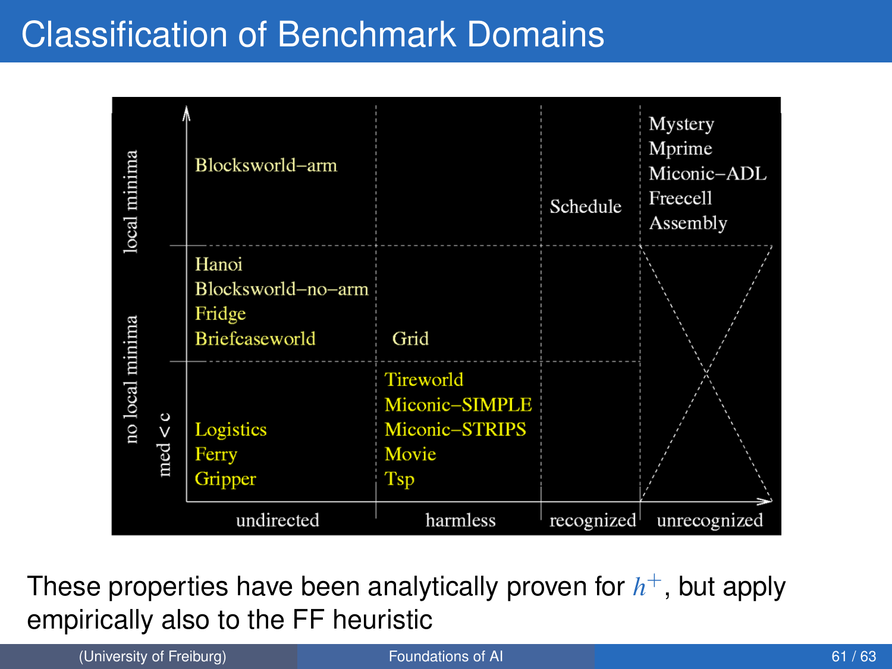# Classification of Benchmark Domains

| | undirected | harmless | recognized | unrecognized |
|---|---|---|---|---|
| local minima | Blocksworld−arm | | Schedule | Mystery, Mprime, Miconic−ADL, Freecell, Assembly |
| no local minima | Hanoi, Blocksworld−no−arm, Fridge, Briefcaseworld | Grid | | |
| no local minima, med < c | Logistics, Ferry, Gripper | Tireworld, Miconic−SIMPLE, Miconic−STRIPS, Movie, Tsp | | |

These properties have been analytically proven for $h^+$, but apply empirically also to the FF heuristic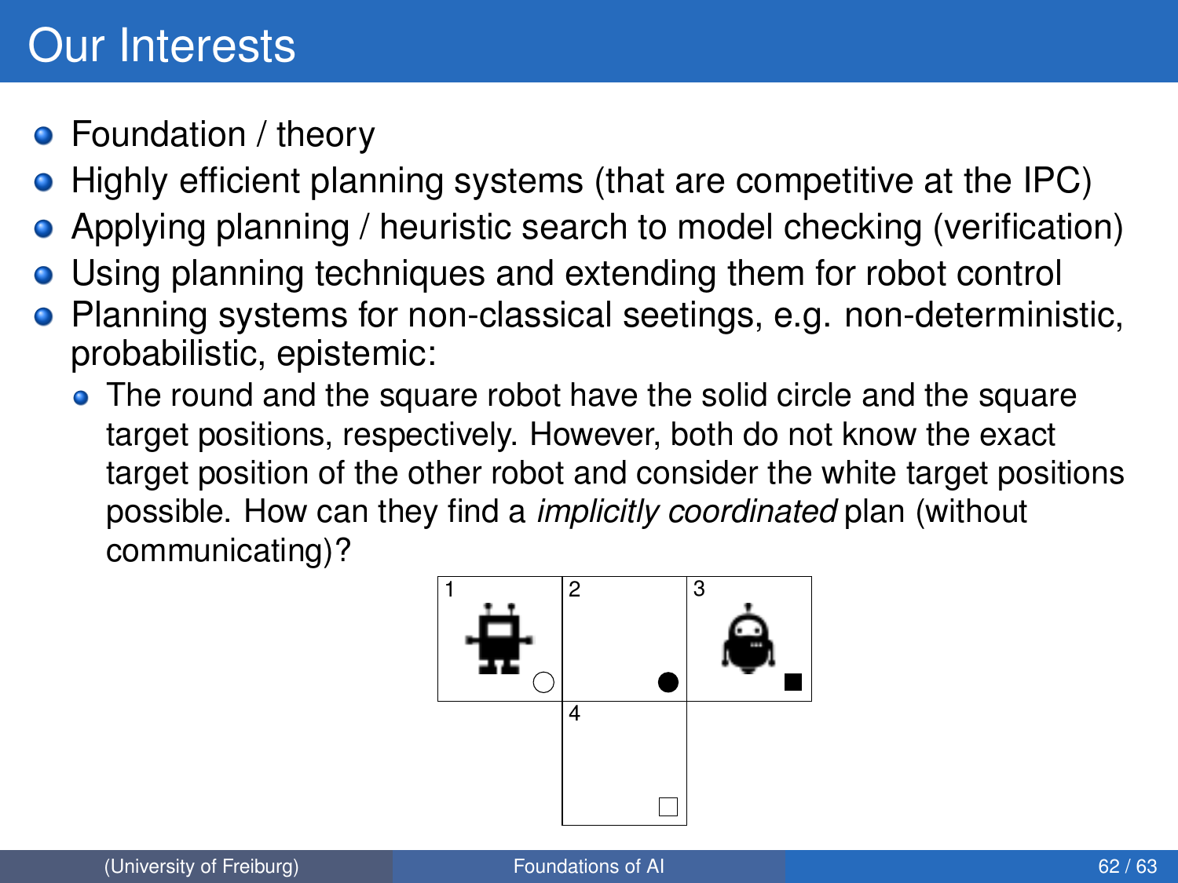# Our Interests

- Foundation / theory
- Highly efficient planning systems (that are competitive at the IPC)
- Applying planning / heuristic search to model checking (verification)
- Using planning techniques and extending them for robot control
- Planning systems for non-classical seetings, e.g. non-deterministic, probabilistic, epistemic:
  - The round and the square robot have the solid circle and the square target positions, respectively. However, both do not know the exact target position of the other robot and consider the white target positions possible. How can they find a *implicitly coordinated* plan (without communicating)?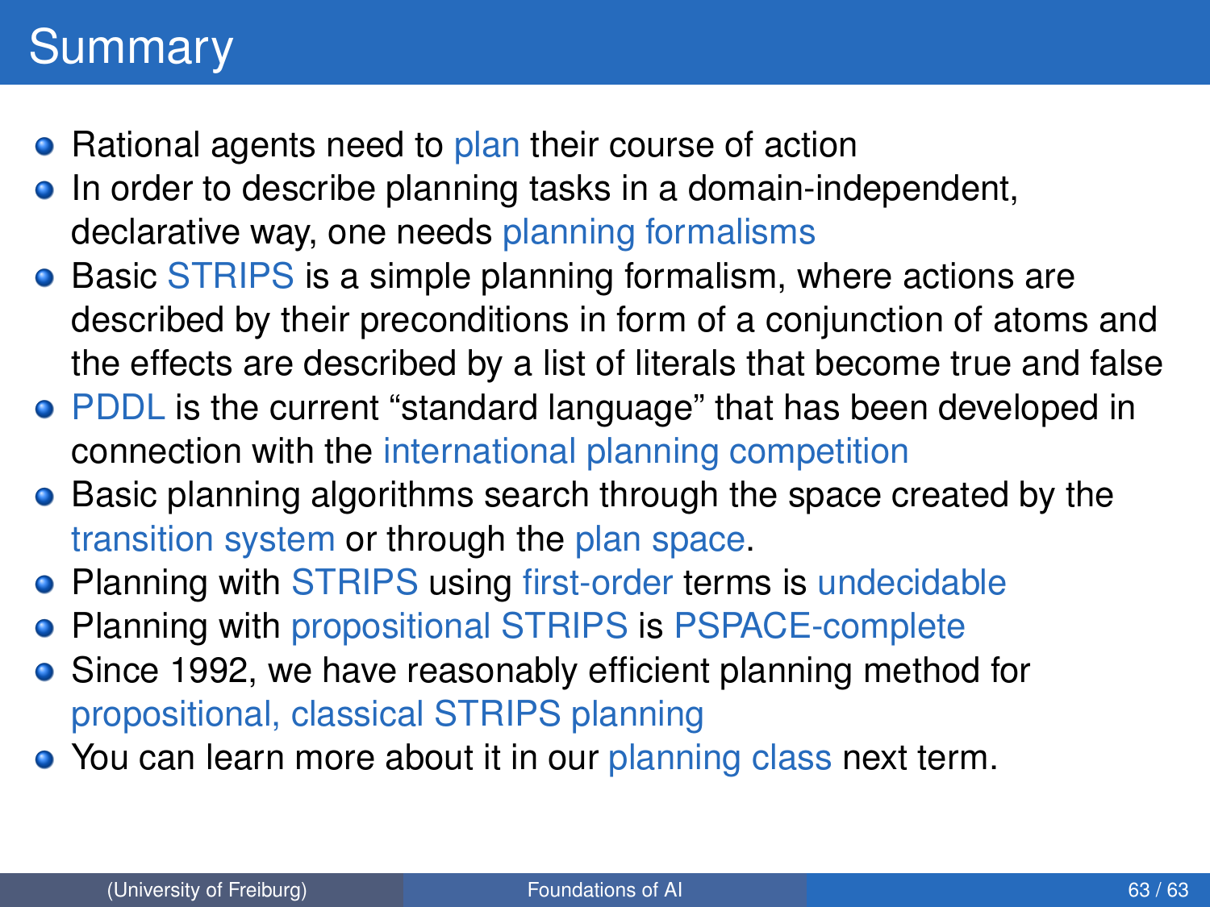# Summary

- Rational agents need to plan their course of action
- In order to describe planning tasks in a domain-independent, declarative way, one needs planning formalisms
- Basic STRIPS is a simple planning formalism, where actions are described by their preconditions in form of a conjunction of atoms and the effects are described by a list of literals that become true and false
- PDDL is the current "standard language" that has been developed in connection with the international planning competition
- Basic planning algorithms search through the space created by the transition system or through the plan space.
- Planning with STRIPS using first-order terms is undecidable
- Planning with propositional STRIPS is PSPACE-complete
- Since 1992, we have reasonably efficient planning method for propositional, classical STRIPS planning
- You can learn more about it in our planning class next term.